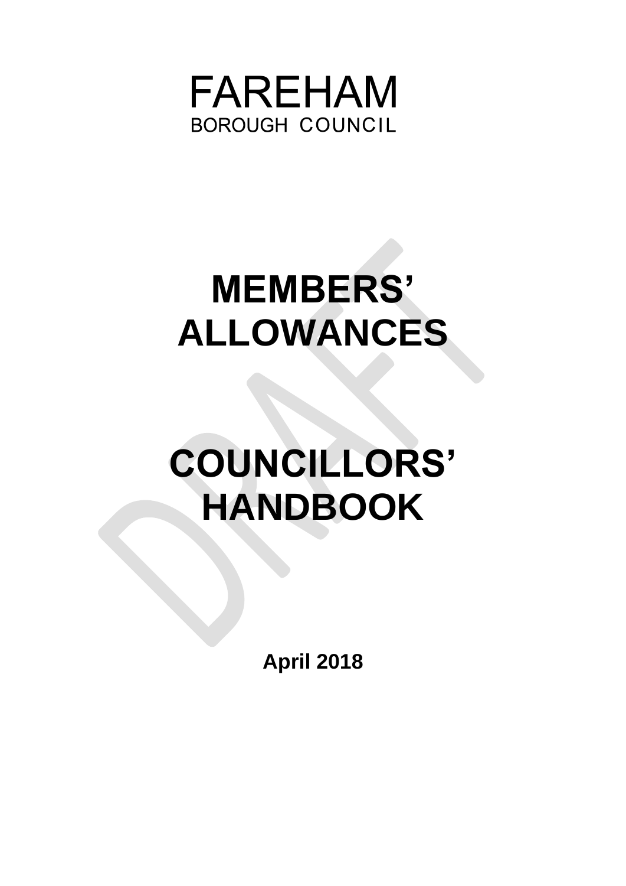FAREHAM

BOROUGH COUNCIL

# MEMBERS' ALLOWANCES

# COUNCILLORS' HANDBOOK

**April 2018**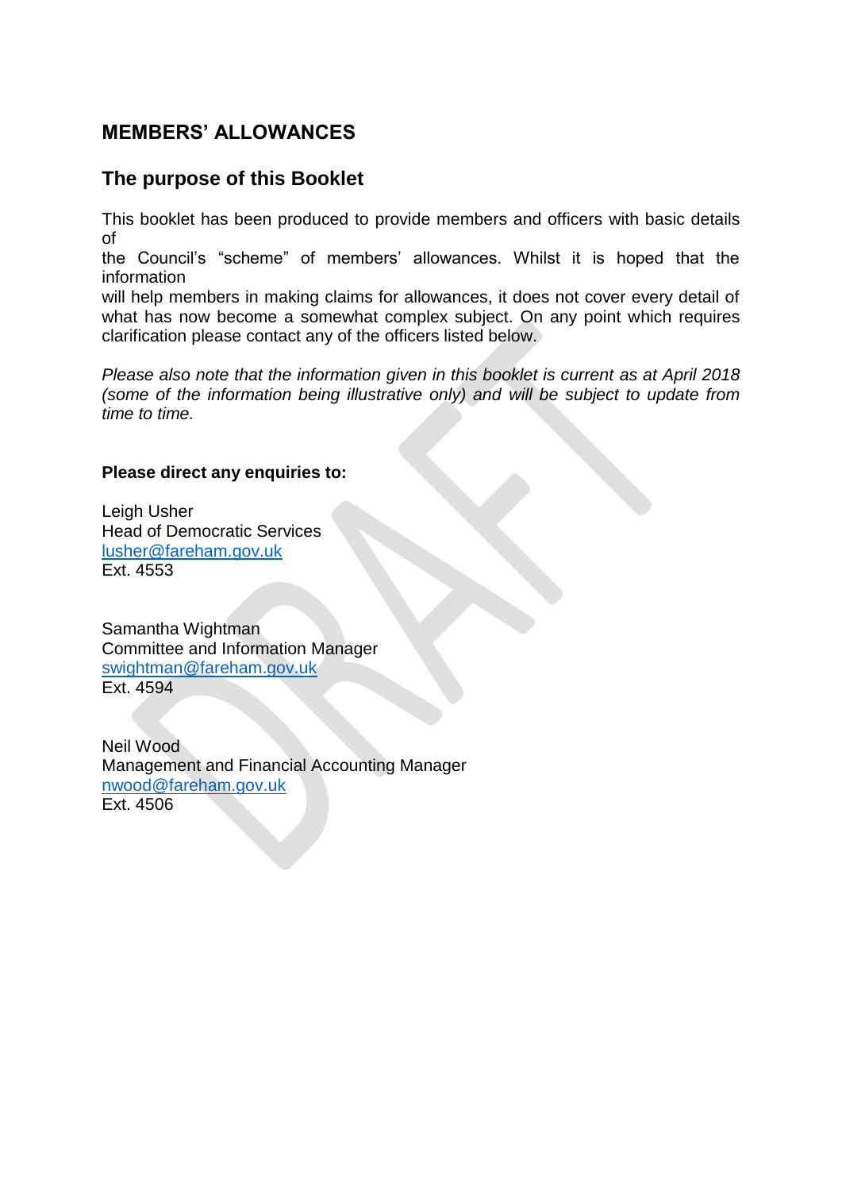## MEMBERS' ALLOWANCES

### The purpose of this Booklet

This booklet has been produced to provide members and officers with basic details of the Council's "scheme" of members' allowances. Whilst it is hoped that the information will help members in making claims for allowances, it does not cover every detail of what has now become a somewhat complex subject. On any point which requires clarification please contact any of the officers listed below.

*Please also note that the information given in this booklet is current as at April 2018 (some of the information being illustrative only) and will be subject to update from time to time.*

**Please direct any enquiries to:**

Leigh Usher
Head of Democratic Services
lusher@fareham.gov.uk
Ext. 4553

Samantha Wightman
Committee and Information Manager
swightman@fareham.gov.uk
Ext. 4594

Neil Wood
Management and Financial Accounting Manager
nwood@fareham.gov.uk
Ext. 4506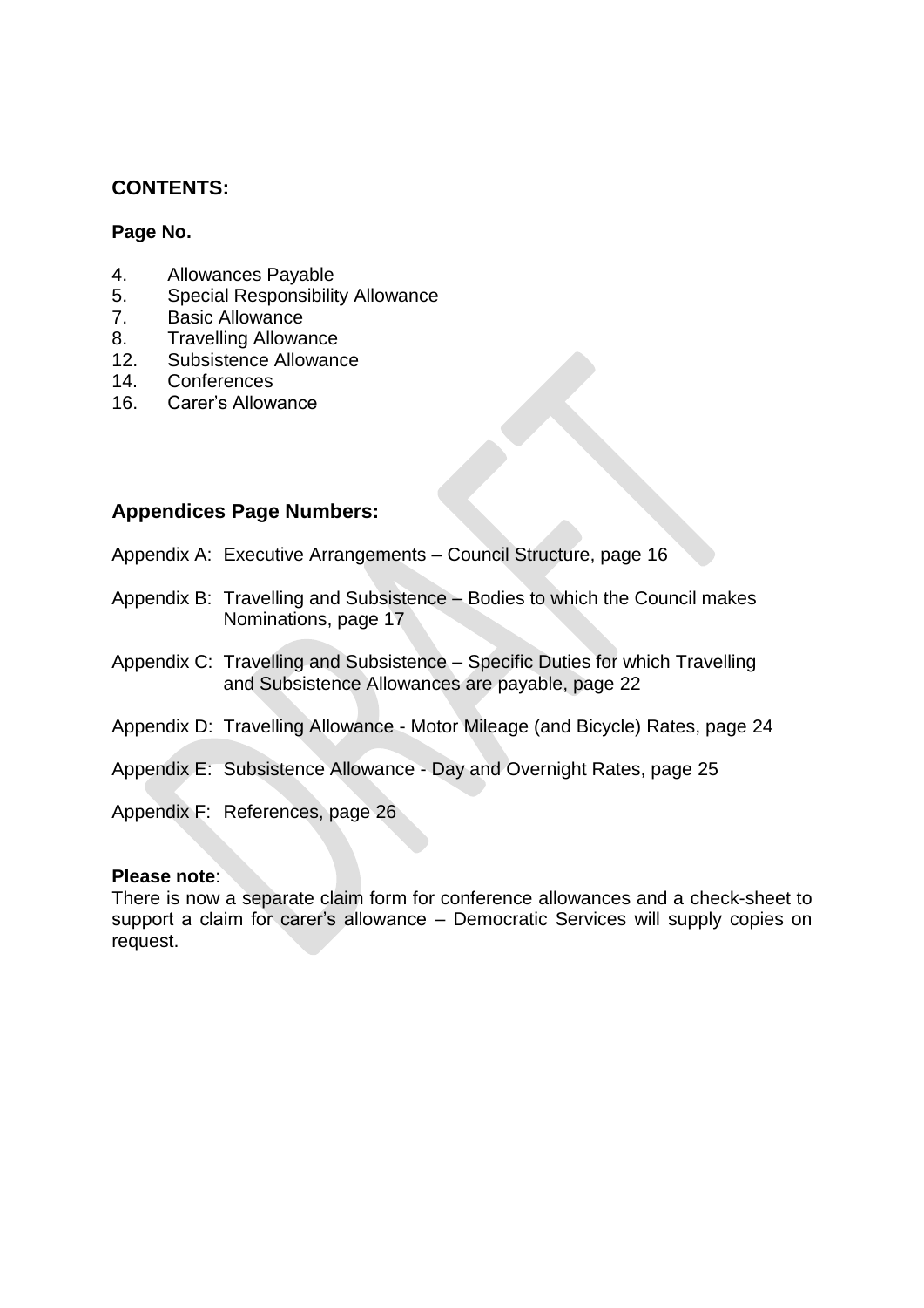## CONTENTS:

**Page No.**

4. Allowances Payable
5. Special Responsibility Allowance
7. Basic Allowance
8. Travelling Allowance
12. Subsistence Allowance
14. Conferences
16. Carer's Allowance

## Appendices Page Numbers:

Appendix A: Executive Arrangements – Council Structure, page 16

Appendix B: Travelling and Subsistence – Bodies to which the Council makes Nominations, page 17

Appendix C: Travelling and Subsistence – Specific Duties for which Travelling and Subsistence Allowances are payable, page 22

Appendix D: Travelling Allowance - Motor Mileage (and Bicycle) Rates, page 24

Appendix E: Subsistence Allowance - Day and Overnight Rates, page 25

Appendix F: References, page 26

**Please note**:
There is now a separate claim form for conference allowances and a check-sheet to support a claim for carer's allowance – Democratic Services will supply copies on request.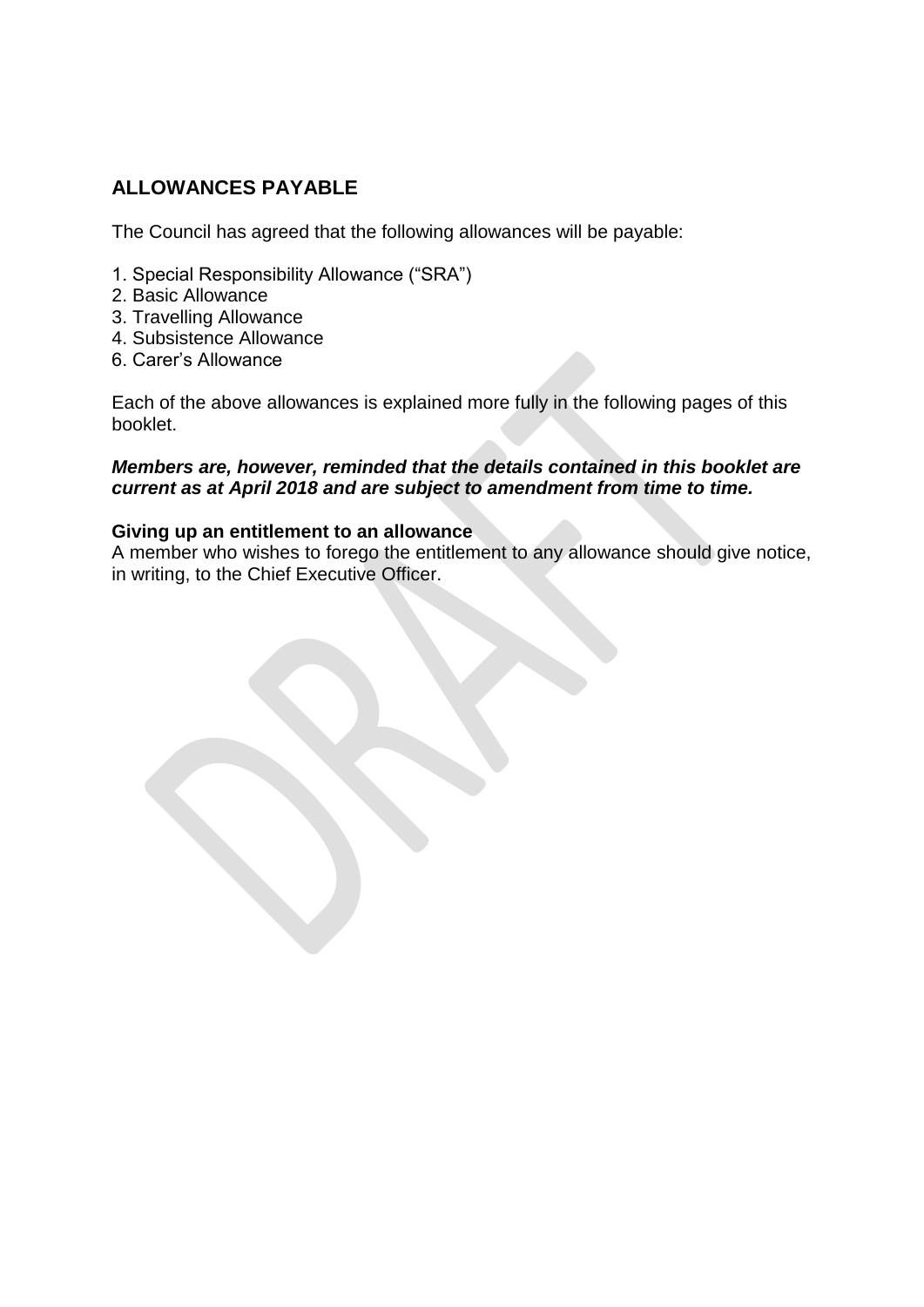## ALLOWANCES PAYABLE

The Council has agreed that the following allowances will be payable:

1. Special Responsibility Allowance ("SRA")
2. Basic Allowance
3. Travelling Allowance
4. Subsistence Allowance
6. Carer's Allowance

Each of the above allowances is explained more fully in the following pages of this booklet.

***Members are, however, reminded that the details contained in this booklet are current as at April 2018 and are subject to amendment from time to time.***

**Giving up an entitlement to an allowance**
A member who wishes to forego the entitlement to any allowance should give notice, in writing, to the Chief Executive Officer.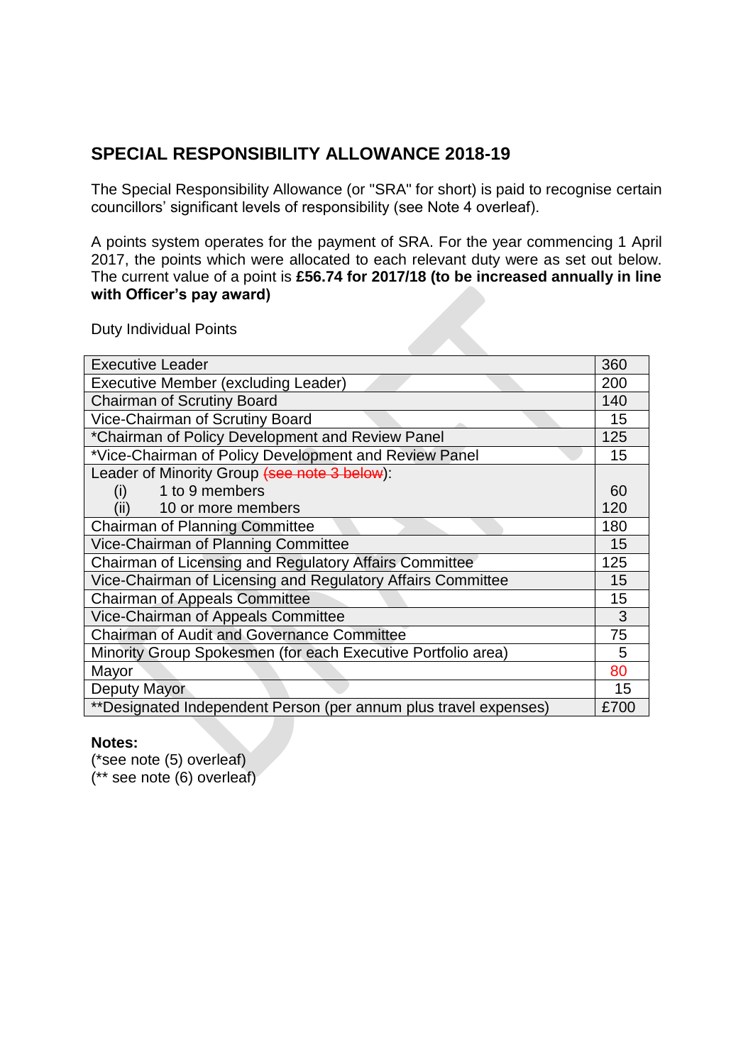## SPECIAL RESPONSIBILITY ALLOWANCE 2018-19

The Special Responsibility Allowance (or "SRA" for short) is paid to recognise certain councillors' significant levels of responsibility (see Note 4 overleaf).

A points system operates for the payment of SRA. For the year commencing 1 April 2017, the points which were allocated to each relevant duty were as set out below. The current value of a point is **£56.74 for 2017/18 (to be increased annually in line with Officer's pay award)**

Duty Individual Points

| Duty | Points |
|---|---|
| Executive Leader | 360 |
| Executive Member (excluding Leader) | 200 |
| Chairman of Scrutiny Board | 140 |
| Vice-Chairman of Scrutiny Board | 15 |
| *Chairman of Policy Development and Review Panel | 125 |
| *Vice-Chairman of Policy Development and Review Panel | 15 |
| Leader of Minority Group ~~(see note 3 below)~~: | |
| (i) 1 to 9 members | 60 |
| (ii) 10 or more members | 120 |
| Chairman of Planning Committee | 180 |
| Vice-Chairman of Planning Committee | 15 |
| Chairman of Licensing and Regulatory Affairs Committee | 125 |
| Vice-Chairman of Licensing and Regulatory Affairs Committee | 15 |
| Chairman of Appeals Committee | 15 |
| Vice-Chairman of Appeals Committee | 3 |
| Chairman of Audit and Governance Committee | 75 |
| Minority Group Spokesmen (for each Executive Portfolio area) | 5 |
| Mayor | 80 |
| Deputy Mayor | 15 |
| **Designated Independent Person (per annum plus travel expenses) | £700 |

**Notes:**
(*see note (5) overleaf)
(** see note (6) overleaf)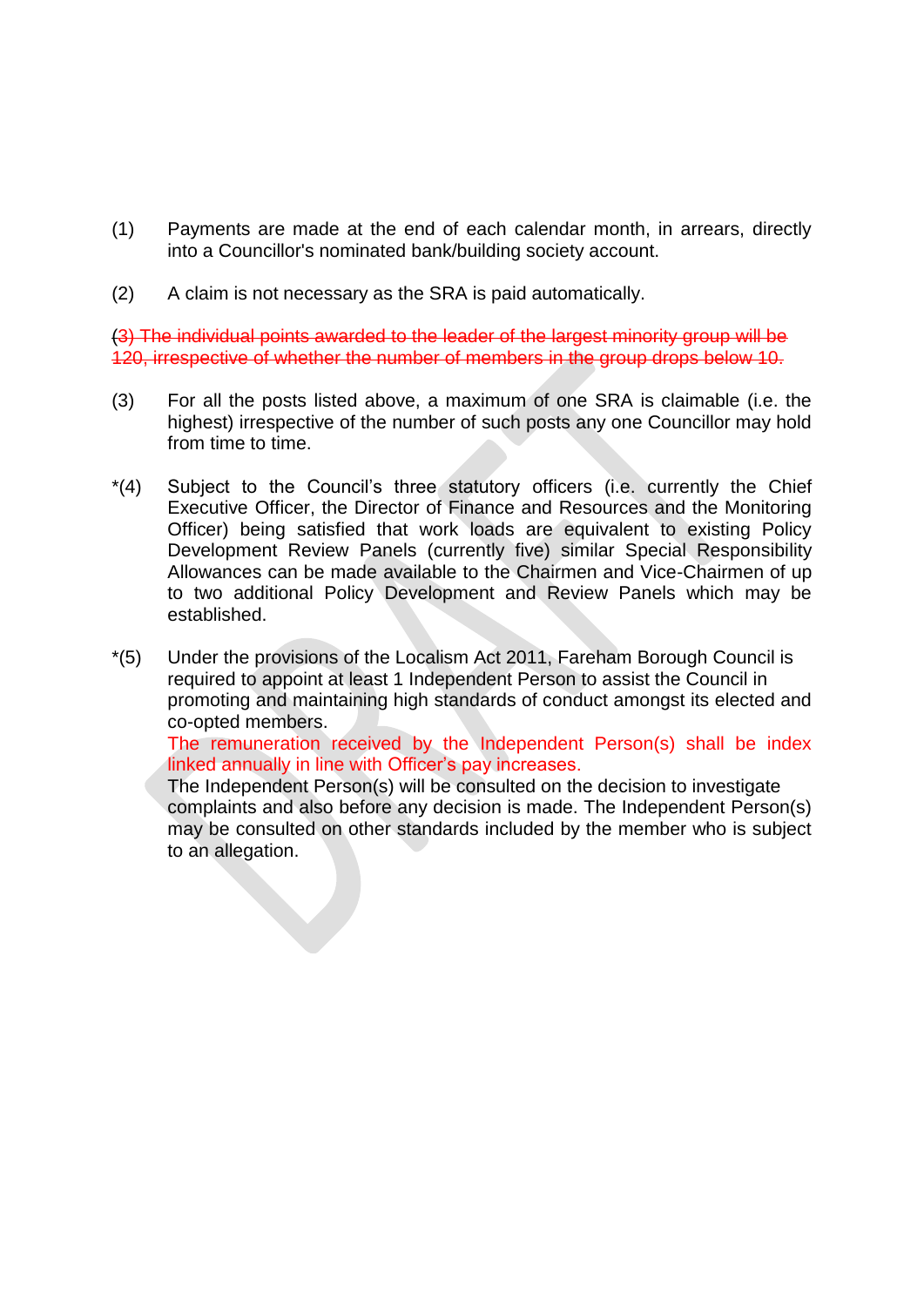(1) Payments are made at the end of each calendar month, in arrears, directly into a Councillor's nominated bank/building society account.

(2) A claim is not necessary as the SRA is paid automatically.

~~(3) The individual points awarded to the leader of the largest minority group will be 120, irrespective of whether the number of members in the group drops below 10.~~

(3) For all the posts listed above, a maximum of one SRA is claimable (i.e. the highest) irrespective of the number of such posts any one Councillor may hold from time to time.

*(4) Subject to the Council's three statutory officers (i.e. currently the Chief Executive Officer, the Director of Finance and Resources and the Monitoring Officer) being satisfied that work loads are equivalent to existing Policy Development Review Panels (currently five) similar Special Responsibility Allowances can be made available to the Chairmen and Vice-Chairmen of up to two additional Policy Development and Review Panels which may be established.

*(5) Under the provisions of the Localism Act 2011, Fareham Borough Council is required to appoint at least 1 Independent Person to assist the Council in promoting and maintaining high standards of conduct amongst its elected and co-opted members.
The remuneration received by the Independent Person(s) shall be index linked annually in line with Officer's pay increases.
The Independent Person(s) will be consulted on the decision to investigate complaints and also before any decision is made. The Independent Person(s) may be consulted on other standards included by the member who is subject to an allegation.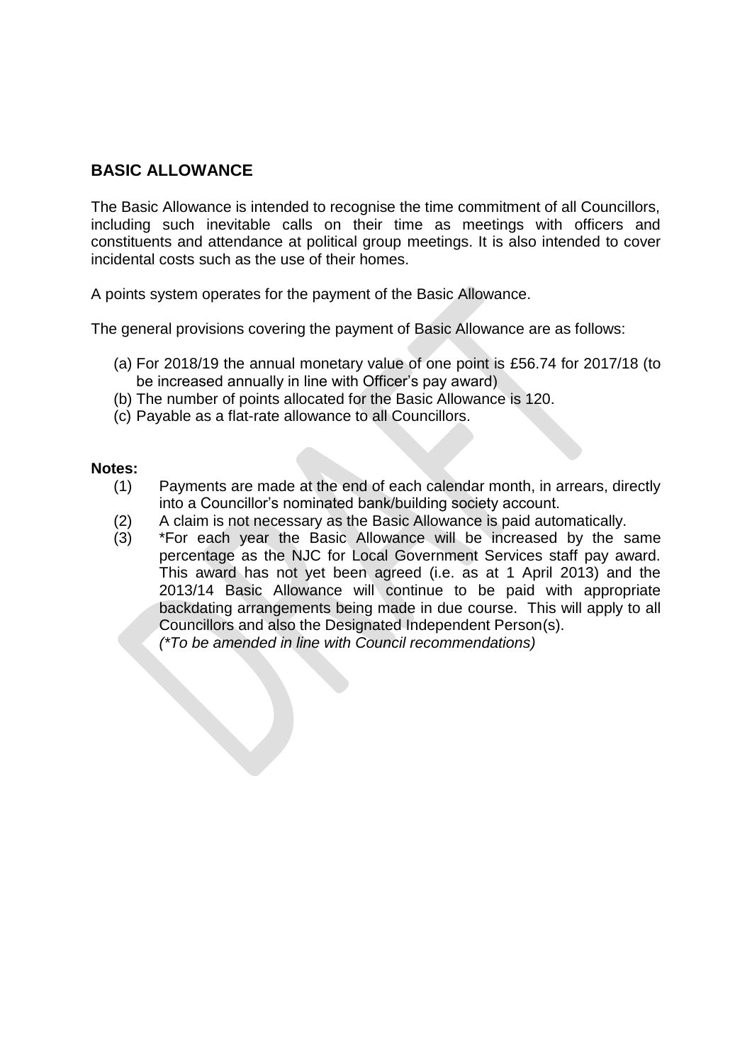## BASIC ALLOWANCE

The Basic Allowance is intended to recognise the time commitment of all Councillors, including such inevitable calls on their time as meetings with officers and constituents and attendance at political group meetings. It is also intended to cover incidental costs such as the use of their homes.

A points system operates for the payment of the Basic Allowance.

The general provisions covering the payment of Basic Allowance are as follows:

(a) For 2018/19 the annual monetary value of one point is £56.74 for 2017/18 (to be increased annually in line with Officer's pay award)
(b) The number of points allocated for the Basic Allowance is 120.
(c) Payable as a flat-rate allowance to all Councillors.

**Notes:**

(1) Payments are made at the end of each calendar month, in arrears, directly into a Councillor's nominated bank/building society account.
(2) A claim is not necessary as the Basic Allowance is paid automatically.
(3) *For each year the Basic Allowance will be increased by the same percentage as the NJC for Local Government Services staff pay award. This award has not yet been agreed (i.e. as at 1 April 2013) and the 2013/14 Basic Allowance will continue to be paid with appropriate backdating arrangements being made in due course. This will apply to all Councillors and also the Designated Independent Person(s).
*(*To be amended in line with Council recommendations)*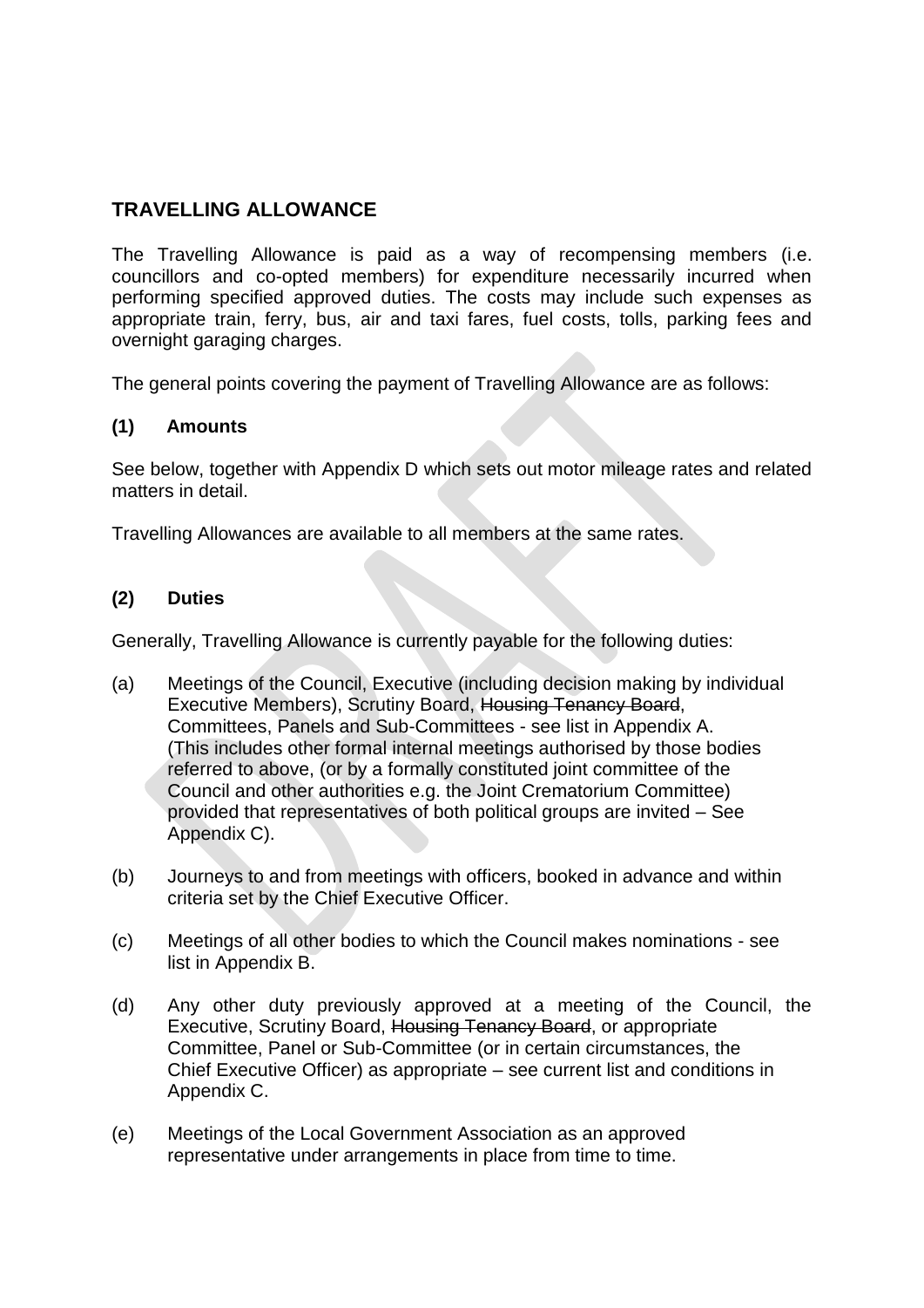## TRAVELLING ALLOWANCE

The Travelling Allowance is paid as a way of recompensing members (i.e. councillors and co-opted members) for expenditure necessarily incurred when performing specified approved duties. The costs may include such expenses as appropriate train, ferry, bus, air and taxi fares, fuel costs, tolls, parking fees and overnight garaging charges.

The general points covering the payment of Travelling Allowance are as follows:

### (1) Amounts

See below, together with Appendix D which sets out motor mileage rates and related matters in detail.

Travelling Allowances are available to all members at the same rates.

### (2) Duties

Generally, Travelling Allowance is currently payable for the following duties:

(a) Meetings of the Council, Executive (including decision making by individual Executive Members), Scrutiny Board, ~~Housing Tenancy Board~~, Committees, Panels and Sub-Committees - see list in Appendix A. (This includes other formal internal meetings authorised by those bodies referred to above, (or by a formally constituted joint committee of the Council and other authorities e.g. the Joint Crematorium Committee) provided that representatives of both political groups are invited – See Appendix C).

(b) Journeys to and from meetings with officers, booked in advance and within criteria set by the Chief Executive Officer.

(c) Meetings of all other bodies to which the Council makes nominations - see list in Appendix B.

(d) Any other duty previously approved at a meeting of the Council, the Executive, Scrutiny Board, ~~Housing Tenancy Board~~, or appropriate Committee, Panel or Sub-Committee (or in certain circumstances, the Chief Executive Officer) as appropriate – see current list and conditions in Appendix C.

(e) Meetings of the Local Government Association as an approved representative under arrangements in place from time to time.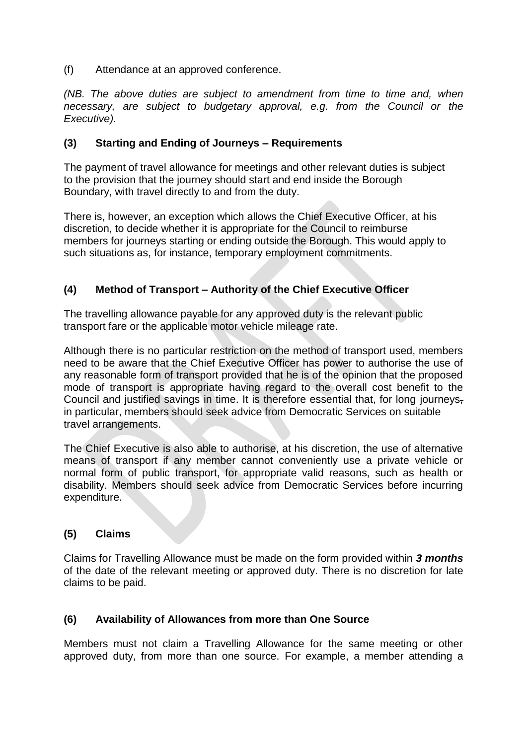(f) Attendance at an approved conference.

*(NB. The above duties are subject to amendment from time to time and, when necessary, are subject to budgetary approval, e.g. from the Council or the Executive).*

### (3) Starting and Ending of Journeys – Requirements

The payment of travel allowance for meetings and other relevant duties is subject to the provision that the journey should start and end inside the Borough Boundary, with travel directly to and from the duty.

There is, however, an exception which allows the Chief Executive Officer, at his discretion, to decide whether it is appropriate for the Council to reimburse members for journeys starting or ending outside the Borough. This would apply to such situations as, for instance, temporary employment commitments.

### (4) Method of Transport – Authority of the Chief Executive Officer

The travelling allowance payable for any approved duty is the relevant public transport fare or the applicable motor vehicle mileage rate.

Although there is no particular restriction on the method of transport used, members need to be aware that the Chief Executive Officer has power to authorise the use of any reasonable form of transport provided that he is of the opinion that the proposed mode of transport is appropriate having regard to the overall cost benefit to the Council and justified savings in time. It is therefore essential that, for long journeys~~, in particular~~, members should seek advice from Democratic Services on suitable travel arrangements.

The Chief Executive is also able to authorise, at his discretion, the use of alternative means of transport if any member cannot conveniently use a private vehicle or normal form of public transport, for appropriate valid reasons, such as health or disability. Members should seek advice from Democratic Services before incurring expenditure.

### (5) Claims

Claims for Travelling Allowance must be made on the form provided within ***3 months*** of the date of the relevant meeting or approved duty. There is no discretion for late claims to be paid.

### (6) Availability of Allowances from more than One Source

Members must not claim a Travelling Allowance for the same meeting or other approved duty, from more than one source. For example, a member attending a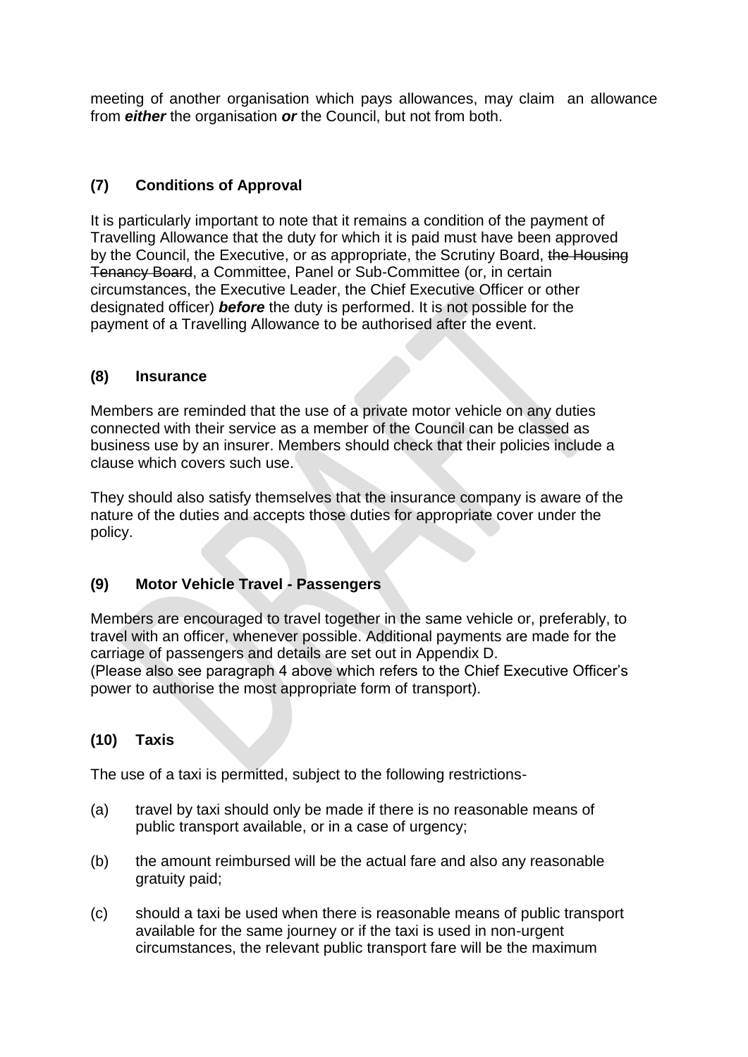meeting of another organisation which pays allowances, may claim an allowance from ***either*** the organisation ***or*** the Council, but not from both.

### (7) Conditions of Approval

It is particularly important to note that it remains a condition of the payment of Travelling Allowance that the duty for which it is paid must have been approved by the Council, the Executive, or as appropriate, the Scrutiny Board, ~~the Housing Tenancy Board~~, a Committee, Panel or Sub-Committee (or, in certain circumstances, the Executive Leader, the Chief Executive Officer or other designated officer) ***before*** the duty is performed. It is not possible for the payment of a Travelling Allowance to be authorised after the event.

### (8) Insurance

Members are reminded that the use of a private motor vehicle on any duties connected with their service as a member of the Council can be classed as business use by an insurer. Members should check that their policies include a clause which covers such use.

They should also satisfy themselves that the insurance company is aware of the nature of the duties and accepts those duties for appropriate cover under the policy.

### (9) Motor Vehicle Travel - Passengers

Members are encouraged to travel together in the same vehicle or, preferably, to travel with an officer, whenever possible. Additional payments are made for the carriage of passengers and details are set out in Appendix D.
(Please also see paragraph 4 above which refers to the Chief Executive Officer's power to authorise the most appropriate form of transport).

### (10) Taxis

The use of a taxi is permitted, subject to the following restrictions-

(a) travel by taxi should only be made if there is no reasonable means of public transport available, or in a case of urgency;

(b) the amount reimbursed will be the actual fare and also any reasonable gratuity paid;

(c) should a taxi be used when there is reasonable means of public transport available for the same journey or if the taxi is used in non-urgent circumstances, the relevant public transport fare will be the maximum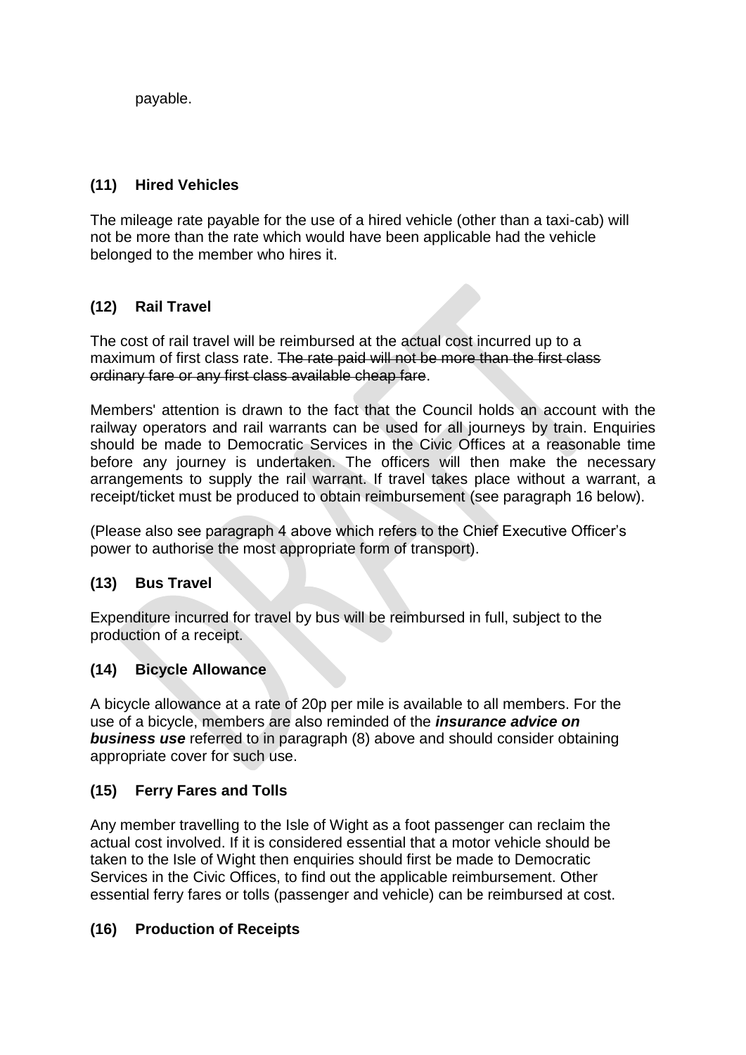payable.

### (11) Hired Vehicles

The mileage rate payable for the use of a hired vehicle (other than a taxi-cab) will not be more than the rate which would have been applicable had the vehicle belonged to the member who hires it.

### (12) Rail Travel

The cost of rail travel will be reimbursed at the actual cost incurred up to a maximum of first class rate. ~~The rate paid will not be more than the first class ordinary fare or any first class available cheap fare~~.

Members' attention is drawn to the fact that the Council holds an account with the railway operators and rail warrants can be used for all journeys by train. Enquiries should be made to Democratic Services in the Civic Offices at a reasonable time before any journey is undertaken. The officers will then make the necessary arrangements to supply the rail warrant. If travel takes place without a warrant, a receipt/ticket must be produced to obtain reimbursement (see paragraph 16 below).

(Please also see paragraph 4 above which refers to the Chief Executive Officer's power to authorise the most appropriate form of transport).

### (13) Bus Travel

Expenditure incurred for travel by bus will be reimbursed in full, subject to the production of a receipt.

### (14) Bicycle Allowance

A bicycle allowance at a rate of 20p per mile is available to all members. For the use of a bicycle, members are also reminded of the ***insurance advice on business use*** referred to in paragraph (8) above and should consider obtaining appropriate cover for such use.

### (15) Ferry Fares and Tolls

Any member travelling to the Isle of Wight as a foot passenger can reclaim the actual cost involved. If it is considered essential that a motor vehicle should be taken to the Isle of Wight then enquiries should first be made to Democratic Services in the Civic Offices, to find out the applicable reimbursement. Other essential ferry fares or tolls (passenger and vehicle) can be reimbursed at cost.

### (16) Production of Receipts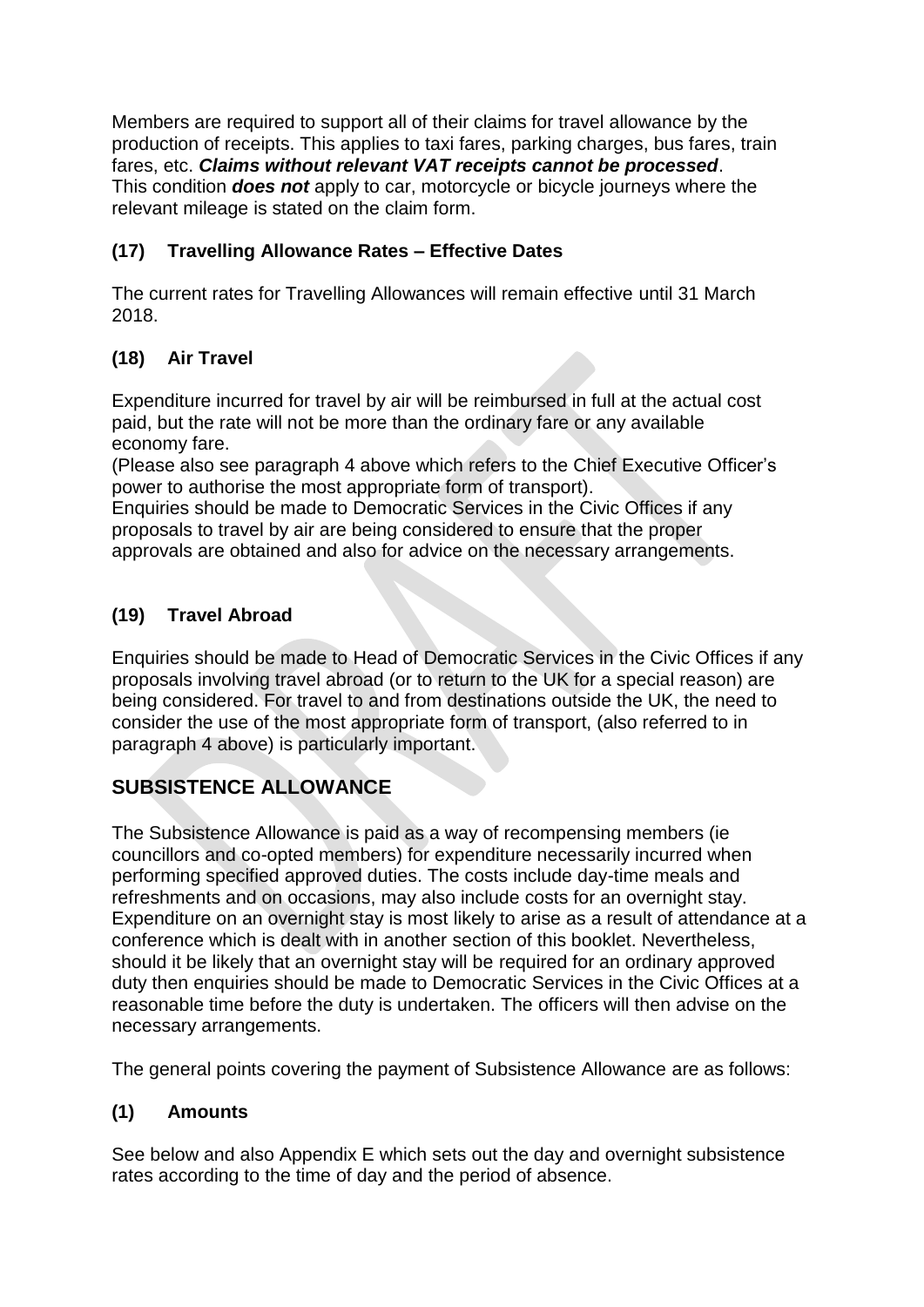Members are required to support all of their claims for travel allowance by the production of receipts. This applies to taxi fares, parking charges, bus fares, train fares, etc. ***Claims without relevant VAT receipts cannot be processed***. This condition ***does not*** apply to car, motorcycle or bicycle journeys where the relevant mileage is stated on the claim form.

### (17) Travelling Allowance Rates – Effective Dates

The current rates for Travelling Allowances will remain effective until 31 March 2018.

### (18) Air Travel

Expenditure incurred for travel by air will be reimbursed in full at the actual cost paid, but the rate will not be more than the ordinary fare or any available economy fare.
(Please also see paragraph 4 above which refers to the Chief Executive Officer's power to authorise the most appropriate form of transport).
Enquiries should be made to Democratic Services in the Civic Offices if any proposals to travel by air are being considered to ensure that the proper approvals are obtained and also for advice on the necessary arrangements.

### (19) Travel Abroad

Enquiries should be made to Head of Democratic Services in the Civic Offices if any proposals involving travel abroad (or to return to the UK for a special reason) are being considered. For travel to and from destinations outside the UK, the need to consider the use of the most appropriate form of transport, (also referred to in paragraph 4 above) is particularly important.

## SUBSISTENCE ALLOWANCE

The Subsistence Allowance is paid as a way of recompensing members (ie councillors and co-opted members) for expenditure necessarily incurred when performing specified approved duties. The costs include day-time meals and refreshments and on occasions, may also include costs for an overnight stay. Expenditure on an overnight stay is most likely to arise as a result of attendance at a conference which is dealt with in another section of this booklet. Nevertheless, should it be likely that an overnight stay will be required for an ordinary approved duty then enquiries should be made to Democratic Services in the Civic Offices at a reasonable time before the duty is undertaken. The officers will then advise on the necessary arrangements.

The general points covering the payment of Subsistence Allowance are as follows:

### (1) Amounts

See below and also Appendix E which sets out the day and overnight subsistence rates according to the time of day and the period of absence.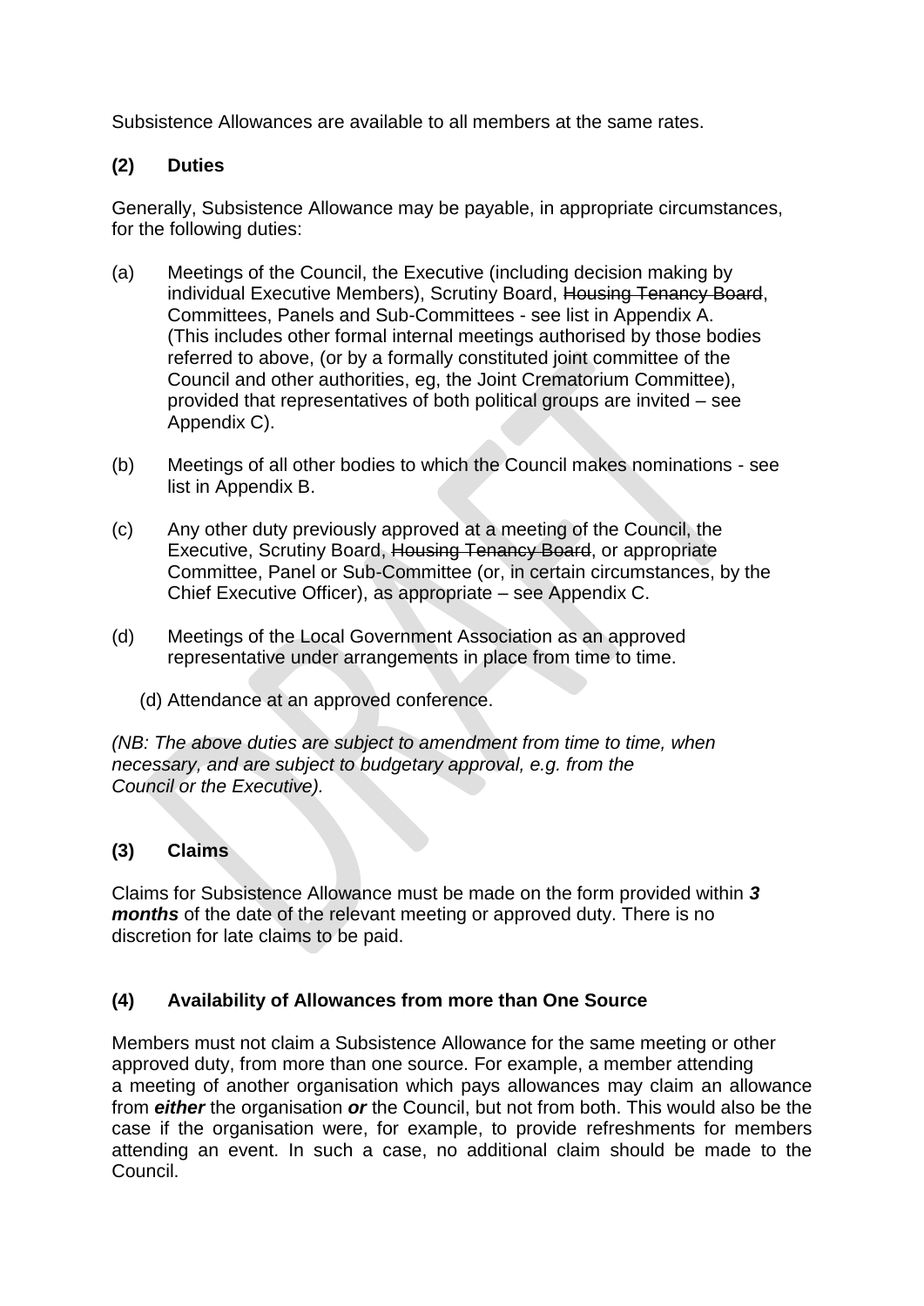Subsistence Allowances are available to all members at the same rates.

**(2) Duties**

Generally, Subsistence Allowance may be payable, in appropriate circumstances, for the following duties:

(a) Meetings of the Council, the Executive (including decision making by individual Executive Members), Scrutiny Board, ~~Housing Tenancy Board~~, Committees, Panels and Sub-Committees - see list in Appendix A. (This includes other formal internal meetings authorised by those bodies referred to above, (or by a formally constituted joint committee of the Council and other authorities, eg, the Joint Crematorium Committee), provided that representatives of both political groups are invited – see Appendix C).

(b) Meetings of all other bodies to which the Council makes nominations - see list in Appendix B.

(c) Any other duty previously approved at a meeting of the Council, the Executive, Scrutiny Board, ~~Housing Tenancy Board~~, or appropriate Committee, Panel or Sub-Committee (or, in certain circumstances, by the Chief Executive Officer), as appropriate – see Appendix C.

(d) Meetings of the Local Government Association as an approved representative under arrangements in place from time to time.

(d) Attendance at an approved conference.

*(NB: The above duties are subject to amendment from time to time, when necessary, and are subject to budgetary approval, e.g. from the Council or the Executive).*

**(3) Claims**

Claims for Subsistence Allowance must be made on the form provided within ***3 months*** of the date of the relevant meeting or approved duty. There is no discretion for late claims to be paid.

**(4) Availability of Allowances from more than One Source**

Members must not claim a Subsistence Allowance for the same meeting or other approved duty, from more than one source. For example, a member attending a meeting of another organisation which pays allowances may claim an allowance from ***either*** the organisation ***or*** the Council, but not from both. This would also be the case if the organisation were, for example, to provide refreshments for members attending an event. In such a case, no additional claim should be made to the Council.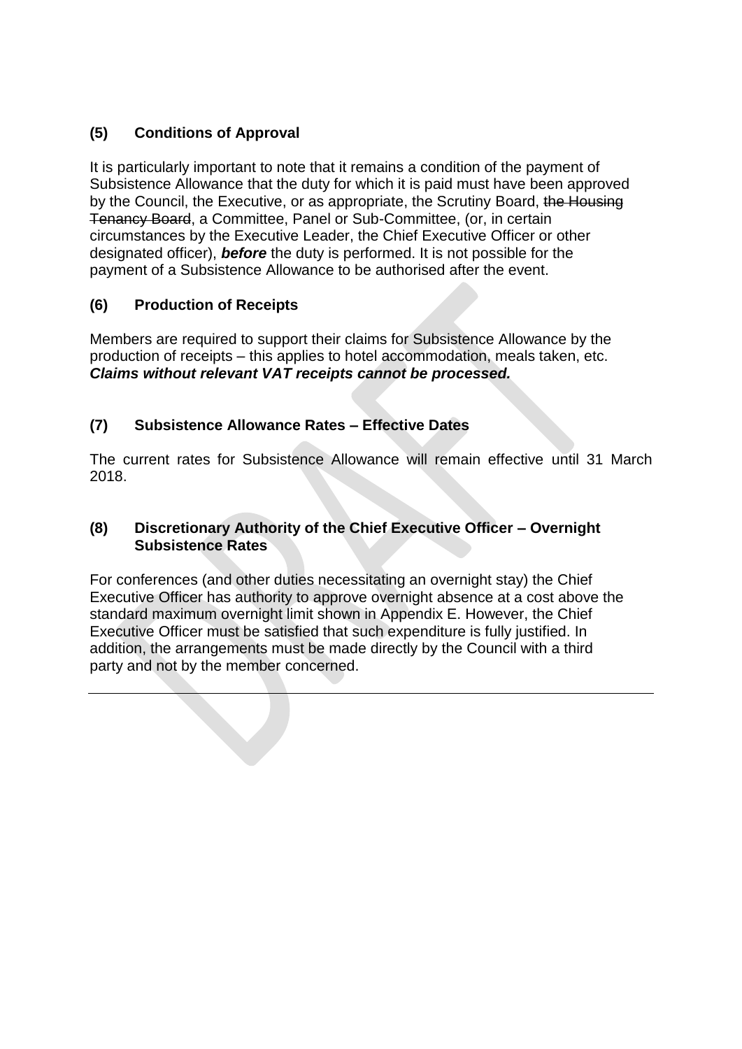### (5) Conditions of Approval

It is particularly important to note that it remains a condition of the payment of Subsistence Allowance that the duty for which it is paid must have been approved by the Council, the Executive, or as appropriate, the Scrutiny Board, ~~the Housing Tenancy Board~~, a Committee, Panel or Sub-Committee, (or, in certain circumstances by the Executive Leader, the Chief Executive Officer or other designated officer), ***before*** the duty is performed. It is not possible for the payment of a Subsistence Allowance to be authorised after the event.

### (6) Production of Receipts

Members are required to support their claims for Subsistence Allowance by the production of receipts – this applies to hotel accommodation, meals taken, etc. ***Claims without relevant VAT receipts cannot be processed.***

### (7) Subsistence Allowance Rates – Effective Dates

The current rates for Subsistence Allowance will remain effective until 31 March 2018.

### (8) Discretionary Authority of the Chief Executive Officer – Overnight Subsistence Rates

For conferences (and other duties necessitating an overnight stay) the Chief Executive Officer has authority to approve overnight absence at a cost above the standard maximum overnight limit shown in Appendix E. However, the Chief Executive Officer must be satisfied that such expenditure is fully justified. In addition, the arrangements must be made directly by the Council with a third party and not by the member concerned.

---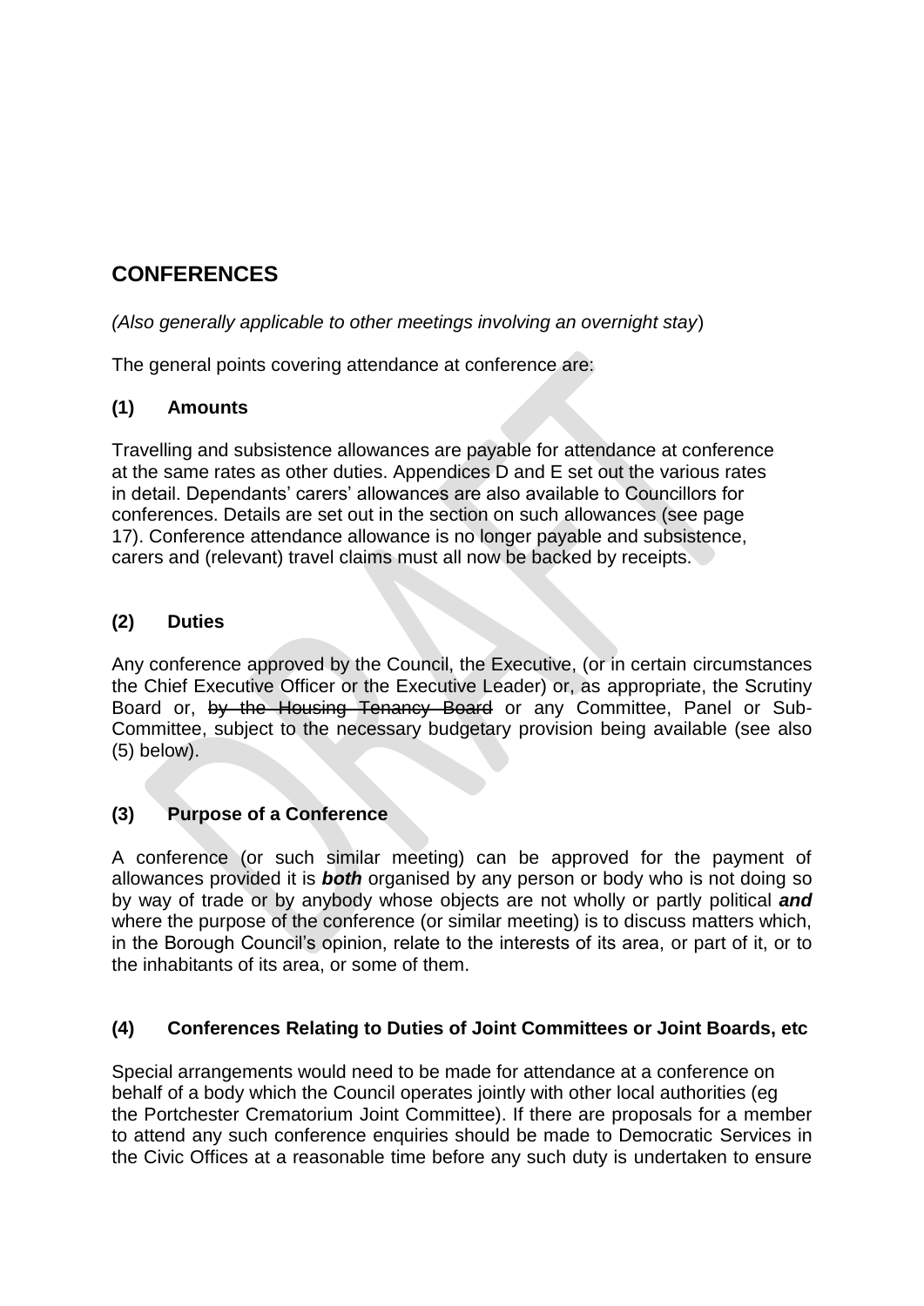## CONFERENCES

*(Also generally applicable to other meetings involving an overnight stay*)

The general points covering attendance at conference are:

### (1) Amounts

Travelling and subsistence allowances are payable for attendance at conference at the same rates as other duties. Appendices D and E set out the various rates in detail. Dependants' carers' allowances are also available to Councillors for conferences. Details are set out in the section on such allowances (see page 17). Conference attendance allowance is no longer payable and subsistence, carers and (relevant) travel claims must all now be backed by receipts.

### (2) Duties

Any conference approved by the Council, the Executive, (or in certain circumstances the Chief Executive Officer or the Executive Leader) or, as appropriate, the Scrutiny Board or, ~~by the Housing Tenancy Board~~ or any Committee, Panel or Sub-Committee, subject to the necessary budgetary provision being available (see also (5) below).

### (3) Purpose of a Conference

A conference (or such similar meeting) can be approved for the payment of allowances provided it is ***both*** organised by any person or body who is not doing so by way of trade or by anybody whose objects are not wholly or partly political ***and*** where the purpose of the conference (or similar meeting) is to discuss matters which, in the Borough Council's opinion, relate to the interests of its area, or part of it, or to the inhabitants of its area, or some of them.

### (4) Conferences Relating to Duties of Joint Committees or Joint Boards, etc

Special arrangements would need to be made for attendance at a conference on behalf of a body which the Council operates jointly with other local authorities (eg the Portchester Crematorium Joint Committee). If there are proposals for a member to attend any such conference enquiries should be made to Democratic Services in the Civic Offices at a reasonable time before any such duty is undertaken to ensure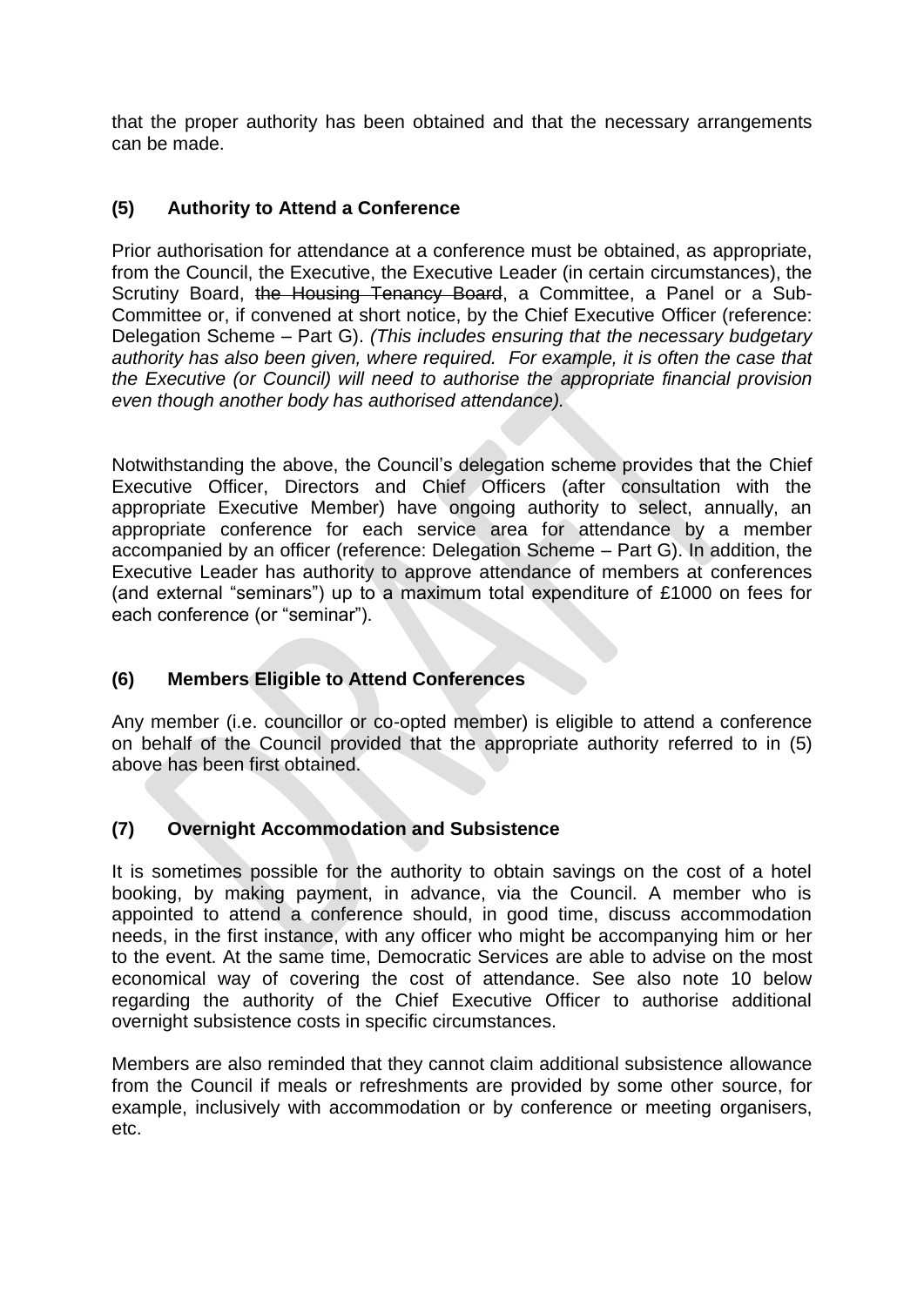that the proper authority has been obtained and that the necessary arrangements can be made.

### (5) Authority to Attend a Conference

Prior authorisation for attendance at a conference must be obtained, as appropriate, from the Council, the Executive, the Executive Leader (in certain circumstances), the Scrutiny Board, ~~the Housing Tenancy Board~~, a Committee, a Panel or a Sub-Committee or, if convened at short notice, by the Chief Executive Officer (reference: Delegation Scheme – Part G). *(This includes ensuring that the necessary budgetary authority has also been given, where required. For example, it is often the case that the Executive (or Council) will need to authorise the appropriate financial provision even though another body has authorised attendance).*

Notwithstanding the above, the Council's delegation scheme provides that the Chief Executive Officer, Directors and Chief Officers (after consultation with the appropriate Executive Member) have ongoing authority to select, annually, an appropriate conference for each service area for attendance by a member accompanied by an officer (reference: Delegation Scheme – Part G). In addition, the Executive Leader has authority to approve attendance of members at conferences (and external "seminars") up to a maximum total expenditure of £1000 on fees for each conference (or "seminar").

### (6) Members Eligible to Attend Conferences

Any member (i.e. councillor or co-opted member) is eligible to attend a conference on behalf of the Council provided that the appropriate authority referred to in (5) above has been first obtained.

### (7) Overnight Accommodation and Subsistence

It is sometimes possible for the authority to obtain savings on the cost of a hotel booking, by making payment, in advance, via the Council. A member who is appointed to attend a conference should, in good time, discuss accommodation needs, in the first instance, with any officer who might be accompanying him or her to the event. At the same time, Democratic Services are able to advise on the most economical way of covering the cost of attendance. See also note 10 below regarding the authority of the Chief Executive Officer to authorise additional overnight subsistence costs in specific circumstances.

Members are also reminded that they cannot claim additional subsistence allowance from the Council if meals or refreshments are provided by some other source, for example, inclusively with accommodation or by conference or meeting organisers, etc.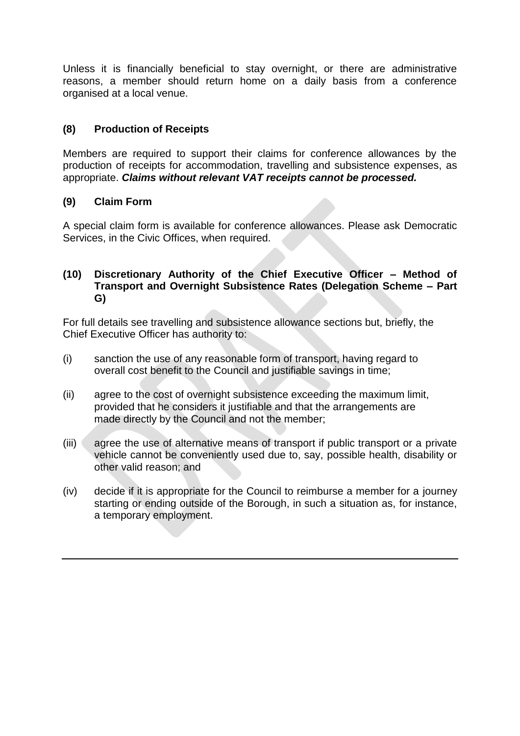Unless it is financially beneficial to stay overnight, or there are administrative reasons, a member should return home on a daily basis from a conference organised at a local venue.

### (8) Production of Receipts

Members are required to support their claims for conference allowances by the production of receipts for accommodation, travelling and subsistence expenses, as appropriate. ***Claims without relevant VAT receipts cannot be processed.***

### (9) Claim Form

A special claim form is available for conference allowances. Please ask Democratic Services, in the Civic Offices, when required.

### (10) Discretionary Authority of the Chief Executive Officer – Method of Transport and Overnight Subsistence Rates (Delegation Scheme – Part G)

For full details see travelling and subsistence allowance sections but, briefly, the Chief Executive Officer has authority to:

(i) sanction the use of any reasonable form of transport, having regard to overall cost benefit to the Council and justifiable savings in time;

(ii) agree to the cost of overnight subsistence exceeding the maximum limit, provided that he considers it justifiable and that the arrangements are made directly by the Council and not the member;

(iii) agree the use of alternative means of transport if public transport or a private vehicle cannot be conveniently used due to, say, possible health, disability or other valid reason; and

(iv) decide if it is appropriate for the Council to reimburse a member for a journey starting or ending outside of the Borough, in such a situation as, for instance, a temporary employment.

---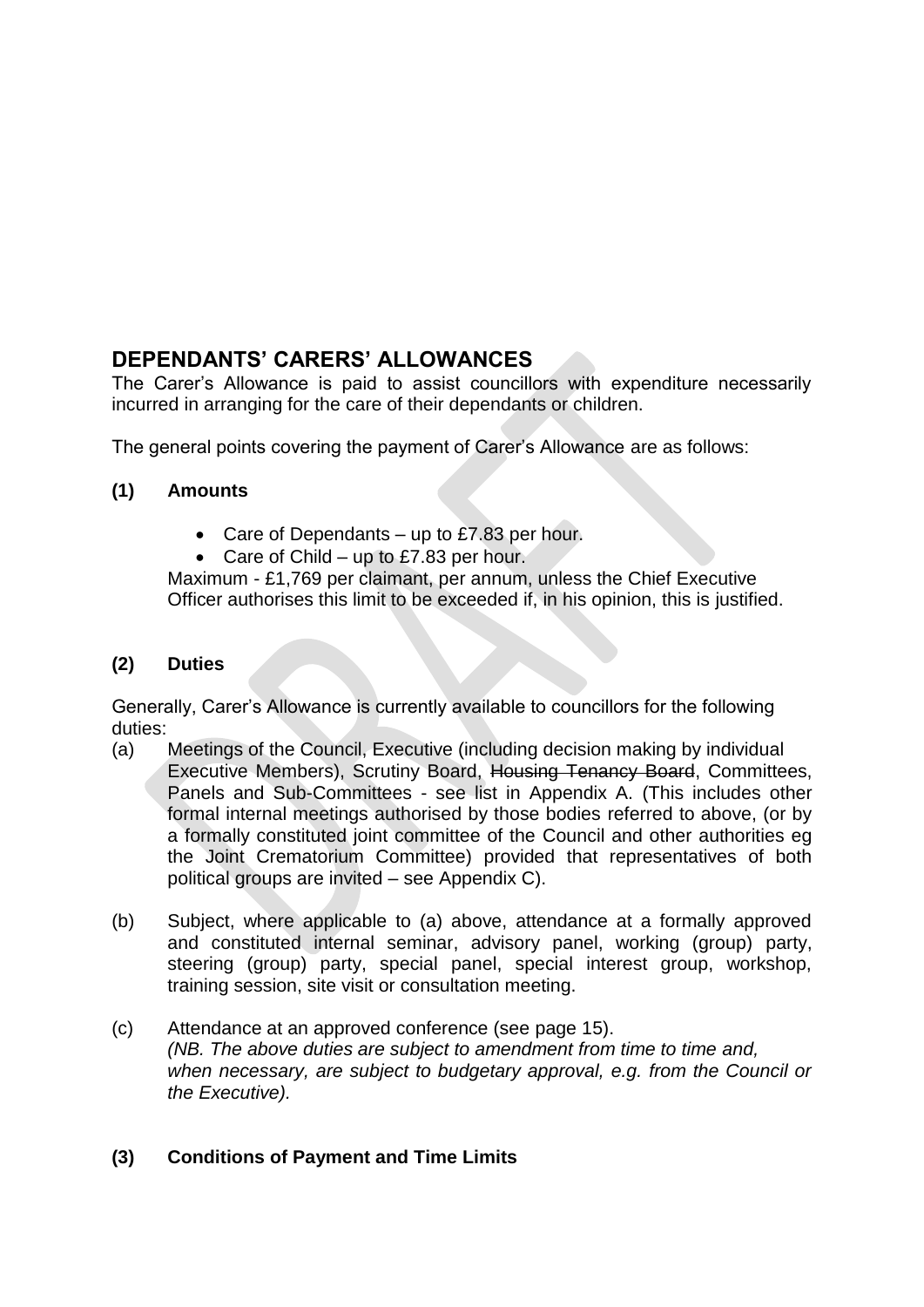## DEPENDANTS' CARERS' ALLOWANCES

The Carer's Allowance is paid to assist councillors with expenditure necessarily incurred in arranging for the care of their dependants or children.

The general points covering the payment of Carer's Allowance are as follows:

**(1) Amounts**

- Care of Dependants – up to £7.83 per hour.
- Care of Child – up to £7.83 per hour.

Maximum - £1,769 per claimant, per annum, unless the Chief Executive Officer authorises this limit to be exceeded if, in his opinion, this is justified.

**(2) Duties**

Generally, Carer's Allowance is currently available to councillors for the following duties:

(a) Meetings of the Council, Executive (including decision making by individual Executive Members), Scrutiny Board, ~~Housing Tenancy Board~~, Committees, Panels and Sub-Committees - see list in Appendix A. (This includes other formal internal meetings authorised by those bodies referred to above, (or by a formally constituted joint committee of the Council and other authorities eg the Joint Crematorium Committee) provided that representatives of both political groups are invited – see Appendix C).

(b) Subject, where applicable to (a) above, attendance at a formally approved and constituted internal seminar, advisory panel, working (group) party, steering (group) party, special panel, special interest group, workshop, training session, site visit or consultation meeting.

(c) Attendance at an approved conference (see page 15).
*(NB. The above duties are subject to amendment from time to time and, when necessary, are subject to budgetary approval, e.g. from the Council or the Executive).*

**(3) Conditions of Payment and Time Limits**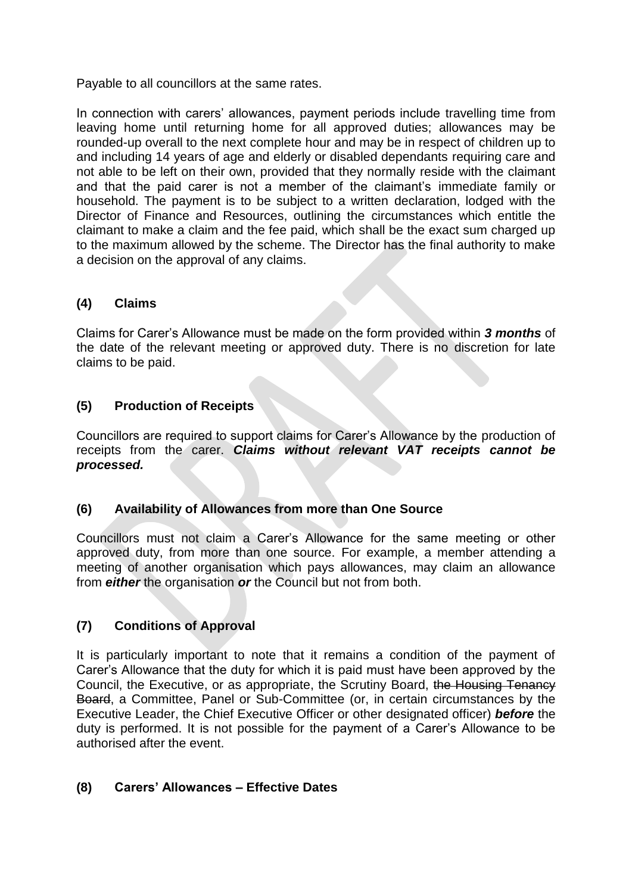Payable to all councillors at the same rates.

In connection with carers' allowances, payment periods include travelling time from leaving home until returning home for all approved duties; allowances may be rounded-up overall to the next complete hour and may be in respect of children up to and including 14 years of age and elderly or disabled dependants requiring care and not able to be left on their own, provided that they normally reside with the claimant and that the paid carer is not a member of the claimant's immediate family or household. The payment is to be subject to a written declaration, lodged with the Director of Finance and Resources, outlining the circumstances which entitle the claimant to make a claim and the fee paid, which shall be the exact sum charged up to the maximum allowed by the scheme. The Director has the final authority to make a decision on the approval of any claims.

### (4) Claims

Claims for Carer's Allowance must be made on the form provided within ***3 months*** of the date of the relevant meeting or approved duty. There is no discretion for late claims to be paid.

### (5) Production of Receipts

Councillors are required to support claims for Carer's Allowance by the production of receipts from the carer. ***Claims without relevant VAT receipts cannot be processed.***

### (6) Availability of Allowances from more than One Source

Councillors must not claim a Carer's Allowance for the same meeting or other approved duty, from more than one source. For example, a member attending a meeting of another organisation which pays allowances, may claim an allowance from ***either*** the organisation ***or*** the Council but not from both.

### (7) Conditions of Approval

It is particularly important to note that it remains a condition of the payment of Carer's Allowance that the duty for which it is paid must have been approved by the Council, the Executive, or as appropriate, the Scrutiny Board, ~~the Housing Tenancy Board~~, a Committee, Panel or Sub-Committee (or, in certain circumstances by the Executive Leader, the Chief Executive Officer or other designated officer) ***before*** the duty is performed. It is not possible for the payment of a Carer's Allowance to be authorised after the event.

### (8) Carers' Allowances – Effective Dates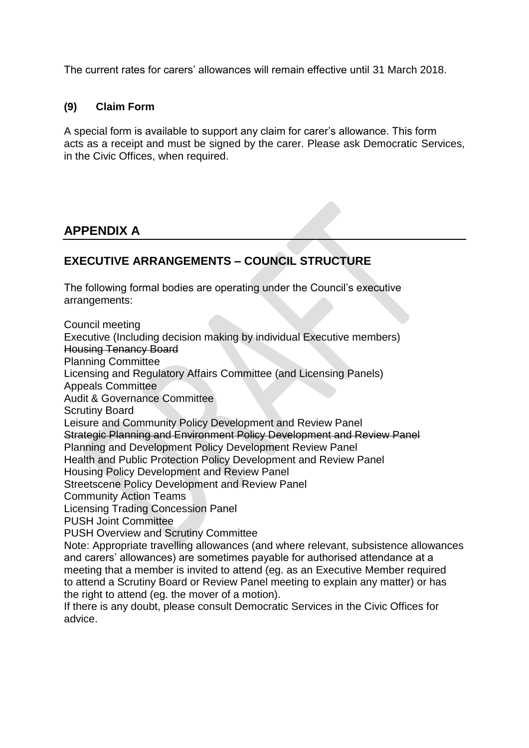The current rates for carers' allowances will remain effective until 31 March 2018.

### (9) Claim Form

A special form is available to support any claim for carer's allowance. This form acts as a receipt and must be signed by the carer. Please ask Democratic Services, in the Civic Offices, when required.

## APPENDIX A

## EXECUTIVE ARRANGEMENTS – COUNCIL STRUCTURE

The following formal bodies are operating under the Council's executive arrangements:

Council meeting
Executive (Including decision making by individual Executive members)
~~Housing Tenancy Board~~
Planning Committee
Licensing and Regulatory Affairs Committee (and Licensing Panels)
Appeals Committee
Audit & Governance Committee
Scrutiny Board
Leisure and Community Policy Development and Review Panel
~~Strategic Planning and Environment Policy Development and Review Panel~~
Planning and Development Policy Development Review Panel
Health and Public Protection Policy Development and Review Panel
Housing Policy Development and Review Panel
Streetscene Policy Development and Review Panel
Community Action Teams
Licensing Trading Concession Panel
PUSH Joint Committee
PUSH Overview and Scrutiny Committee

Note: Appropriate travelling allowances (and where relevant, subsistence allowances and carers' allowances) are sometimes payable for authorised attendance at a meeting that a member is invited to attend (eg. as an Executive Member required to attend a Scrutiny Board or Review Panel meeting to explain any matter) or has the right to attend (eg. the mover of a motion).

If there is any doubt, please consult Democratic Services in the Civic Offices for advice.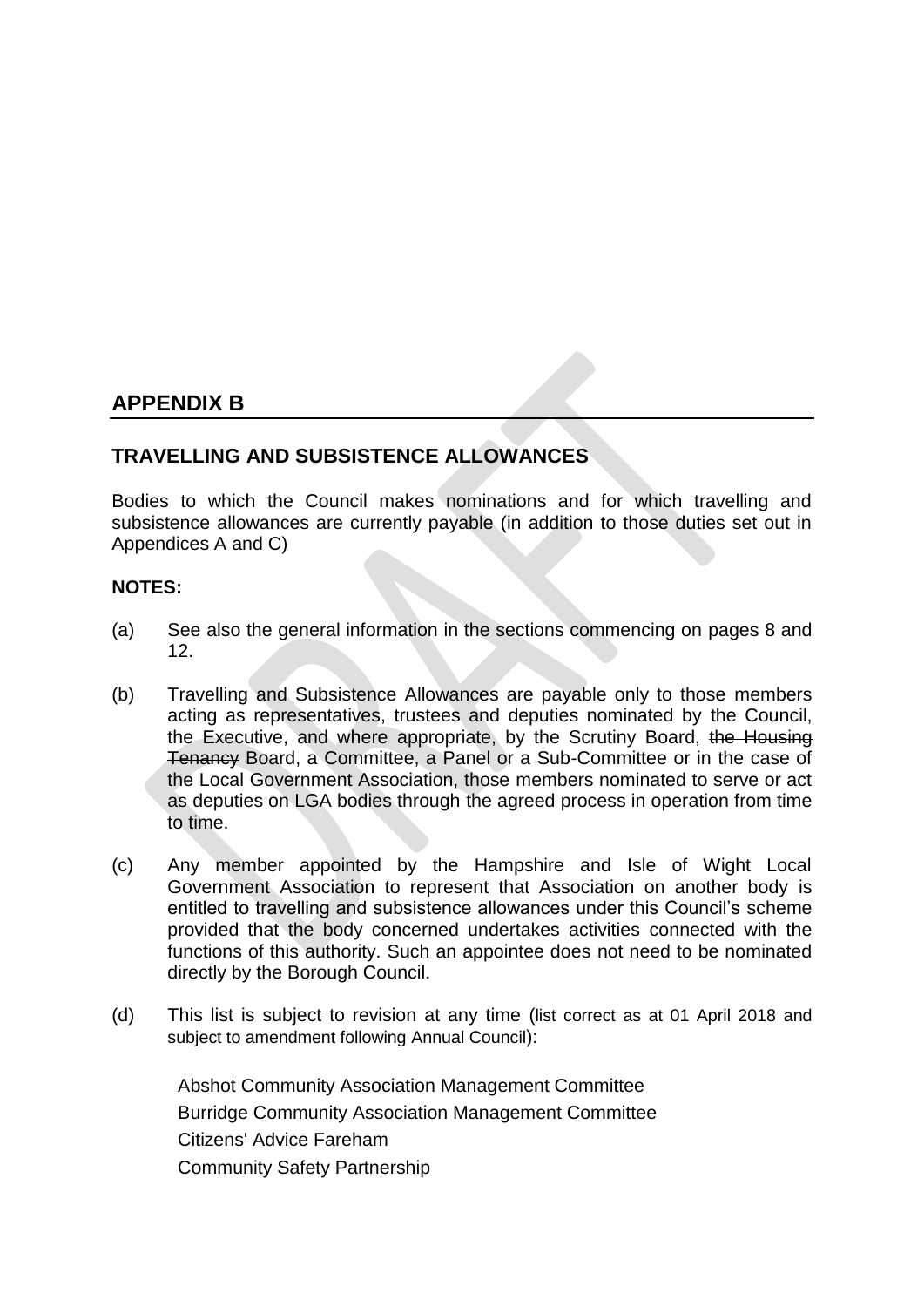## APPENDIX B

### TRAVELLING AND SUBSISTENCE ALLOWANCES

Bodies to which the Council makes nominations and for which travelling and subsistence allowances are currently payable (in addition to those duties set out in Appendices A and C)

**NOTES:**

(a) See also the general information in the sections commencing on pages 8 and 12.

(b) Travelling and Subsistence Allowances are payable only to those members acting as representatives, trustees and deputies nominated by the Council, the Executive, and where appropriate, by the Scrutiny Board, ~~the Housing Tenancy~~ Board, a Committee, a Panel or a Sub-Committee or in the case of the Local Government Association, those members nominated to serve or act as deputies on LGA bodies through the agreed process in operation from time to time.

(c) Any member appointed by the Hampshire and Isle of Wight Local Government Association to represent that Association on another body is entitled to travelling and subsistence allowances under this Council's scheme provided that the body concerned undertakes activities connected with the functions of this authority. Such an appointee does not need to be nominated directly by the Borough Council.

(d) This list is subject to revision at any time (list correct as at 01 April 2018 and subject to amendment following Annual Council):

Abshot Community Association Management Committee
Burridge Community Association Management Committee
Citizens' Advice Fareham
Community Safety Partnership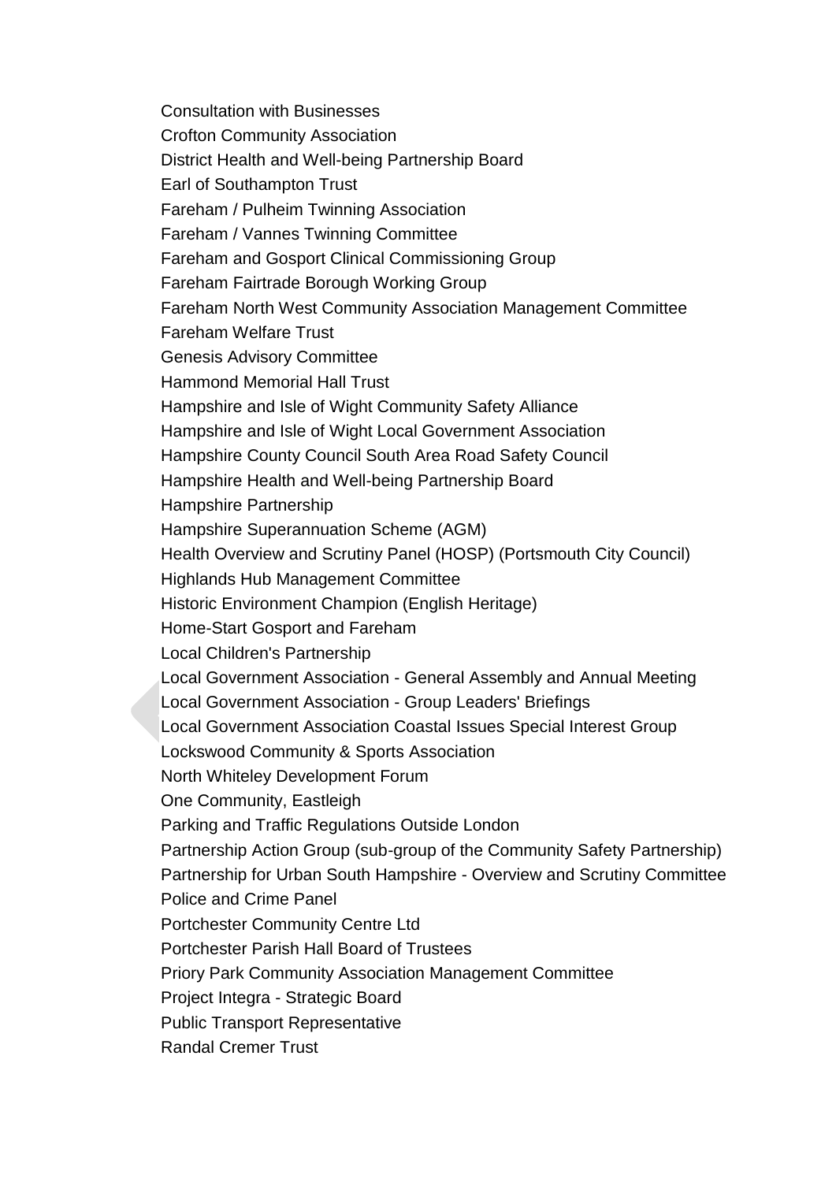Consultation with Businesses
Crofton Community Association
District Health and Well-being Partnership Board
Earl of Southampton Trust
Fareham / Pulheim Twinning Association
Fareham / Vannes Twinning Committee
Fareham and Gosport Clinical Commissioning Group
Fareham Fairtrade Borough Working Group
Fareham North West Community Association Management Committee
Fareham Welfare Trust
Genesis Advisory Committee
Hammond Memorial Hall Trust
Hampshire and Isle of Wight Community Safety Alliance
Hampshire and Isle of Wight Local Government Association
Hampshire County Council South Area Road Safety Council
Hampshire Health and Well-being Partnership Board
Hampshire Partnership
Hampshire Superannuation Scheme (AGM)
Health Overview and Scrutiny Panel (HOSP) (Portsmouth City Council)
Highlands Hub Management Committee
Historic Environment Champion (English Heritage)
Home-Start Gosport and Fareham
Local Children's Partnership
Local Government Association - General Assembly and Annual Meeting
Local Government Association - Group Leaders' Briefings
Local Government Association Coastal Issues Special Interest Group
Lockswood Community & Sports Association
North Whiteley Development Forum
One Community, Eastleigh
Parking and Traffic Regulations Outside London
Partnership Action Group (sub-group of the Community Safety Partnership)
Partnership for Urban South Hampshire - Overview and Scrutiny Committee
Police and Crime Panel
Portchester Community Centre Ltd
Portchester Parish Hall Board of Trustees
Priory Park Community Association Management Committee
Project Integra - Strategic Board
Public Transport Representative
Randal Cremer Trust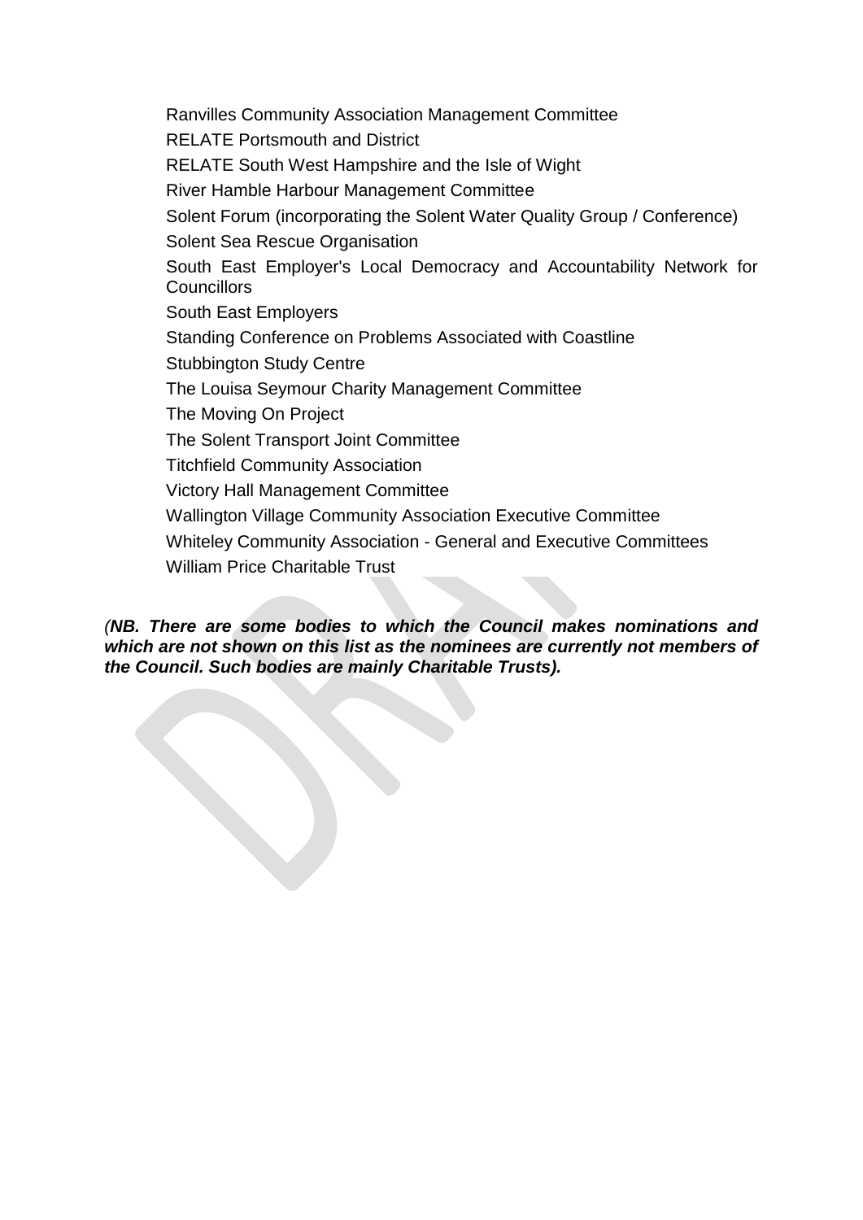Ranvilles Community Association Management Committee

RELATE Portsmouth and District

RELATE South West Hampshire and the Isle of Wight

River Hamble Harbour Management Committee

Solent Forum (incorporating the Solent Water Quality Group / Conference)

Solent Sea Rescue Organisation

South East Employer's Local Democracy and Accountability Network for Councillors

South East Employers

Standing Conference on Problems Associated with Coastline

Stubbington Study Centre

The Louisa Seymour Charity Management Committee

The Moving On Project

The Solent Transport Joint Committee

Titchfield Community Association

Victory Hall Management Committee

Wallington Village Community Association Executive Committee

Whiteley Community Association - General and Executive Committees

William Price Charitable Trust

*(**NB. There are some bodies to which the Council makes nominations and which are not shown on this list as the nominees are currently not members of the Council. Such bodies are mainly Charitable Trusts).***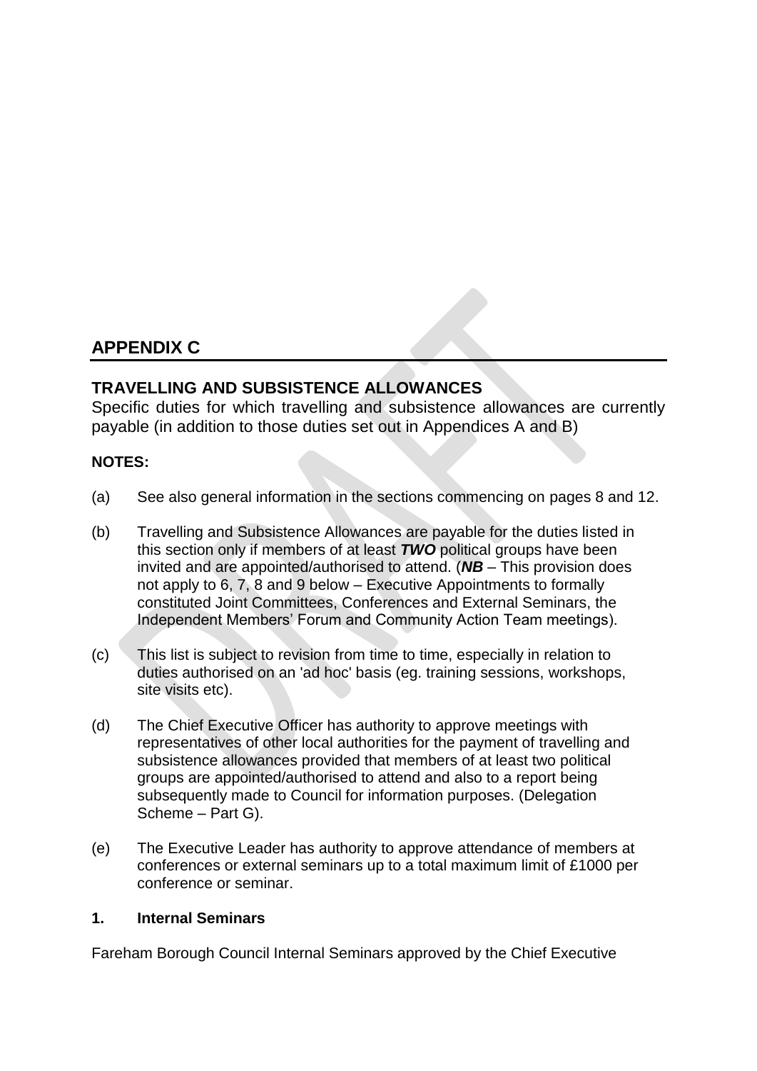## APPENDIX C

### TRAVELLING AND SUBSISTENCE ALLOWANCES

Specific duties for which travelling and subsistence allowances are currently payable (in addition to those duties set out in Appendices A and B)

**NOTES:**

(a) See also general information in the sections commencing on pages 8 and 12.

(b) Travelling and Subsistence Allowances are payable for the duties listed in this section only if members of at least ***TWO*** political groups have been invited and are appointed/authorised to attend. (***NB*** – This provision does not apply to 6, 7, 8 and 9 below – Executive Appointments to formally constituted Joint Committees, Conferences and External Seminars, the Independent Members' Forum and Community Action Team meetings).

(c) This list is subject to revision from time to time, especially in relation to duties authorised on an 'ad hoc' basis (eg. training sessions, workshops, site visits etc).

(d) The Chief Executive Officer has authority to approve meetings with representatives of other local authorities for the payment of travelling and subsistence allowances provided that members of at least two political groups are appointed/authorised to attend and also to a report being subsequently made to Council for information purposes. (Delegation Scheme – Part G).

(e) The Executive Leader has authority to approve attendance of members at conferences or external seminars up to a total maximum limit of £1000 per conference or seminar.

**1. Internal Seminars**

Fareham Borough Council Internal Seminars approved by the Chief Executive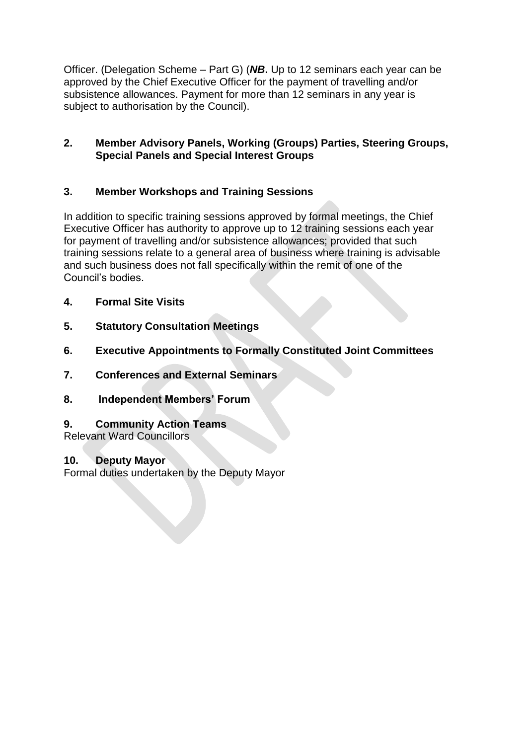Officer. (Delegation Scheme – Part G) (***NB*****.** Up to 12 seminars each year can be approved by the Chief Executive Officer for the payment of travelling and/or subsistence allowances. Payment for more than 12 seminars in any year is subject to authorisation by the Council).

**2. Member Advisory Panels, Working (Groups) Parties, Steering Groups, Special Panels and Special Interest Groups**

**3. Member Workshops and Training Sessions**

In addition to specific training sessions approved by formal meetings, the Chief Executive Officer has authority to approve up to 12 training sessions each year for payment of travelling and/or subsistence allowances; provided that such training sessions relate to a general area of business where training is advisable and such business does not fall specifically within the remit of one of the Council's bodies.

**4. Formal Site Visits**

**5. Statutory Consultation Meetings**

**6. Executive Appointments to Formally Constituted Joint Committees**

**7. Conferences and External Seminars**

**8. Independent Members' Forum**

**9. Community Action Teams**
Relevant Ward Councillors

**10. Deputy Mayor**
Formal duties undertaken by the Deputy Mayor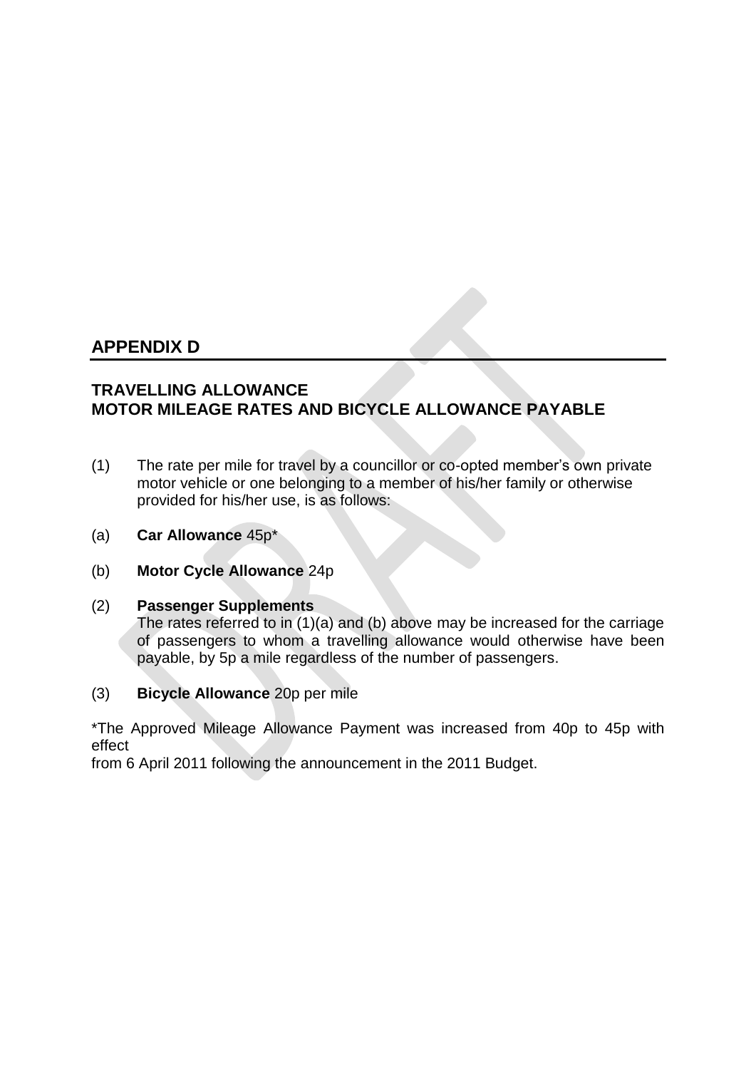## APPENDIX D

### TRAVELLING ALLOWANCE
### MOTOR MILEAGE RATES AND BICYCLE ALLOWANCE PAYABLE

(1) The rate per mile for travel by a councillor or co-opted member's own private motor vehicle or one belonging to a member of his/her family or otherwise provided for his/her use, is as follows:

(a) **Car Allowance** 45p*

(b) **Motor Cycle Allowance** 24p

(2) **Passenger Supplements**
The rates referred to in (1)(a) and (b) above may be increased for the carriage of passengers to whom a travelling allowance would otherwise have been payable, by 5p a mile regardless of the number of passengers.

(3) **Bicycle Allowance** 20p per mile

*The Approved Mileage Allowance Payment was increased from 40p to 45p with effect from 6 April 2011 following the announcement in the 2011 Budget.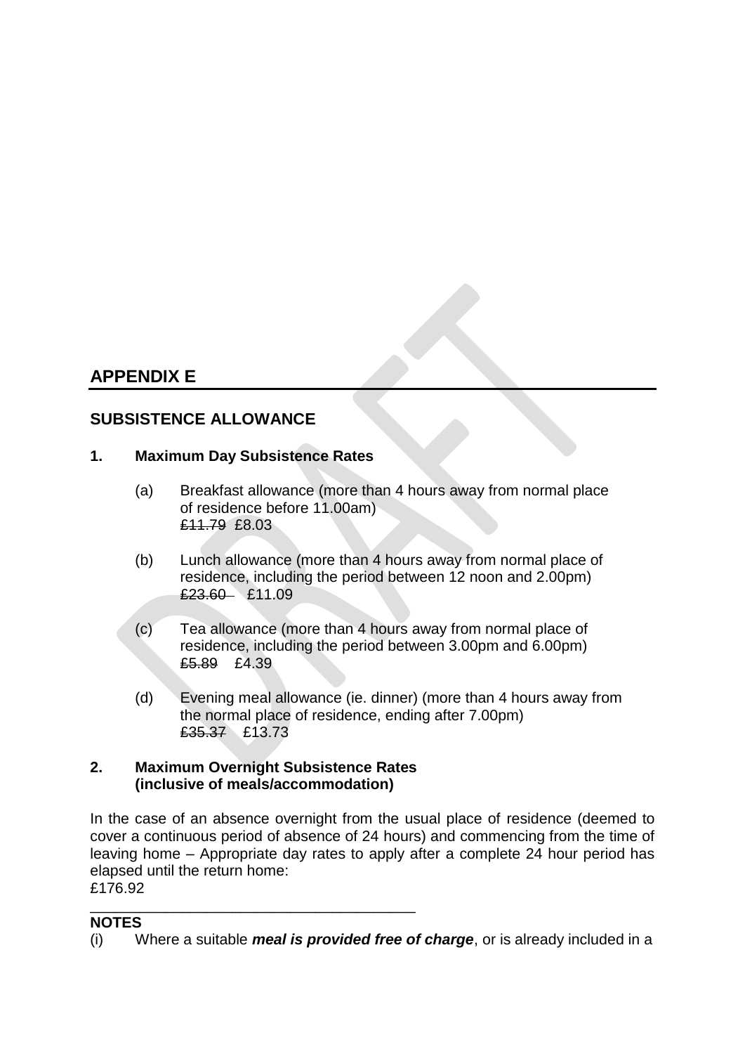## APPENDIX E

### SUBSISTENCE ALLOWANCE

**1. Maximum Day Subsistence Rates**

(a) Breakfast allowance (more than 4 hours away from normal place of residence before 11.00am)
~~£11.79~~ £8.03

(b) Lunch allowance (more than 4 hours away from normal place of residence, including the period between 12 noon and 2.00pm)
~~£23.60~~ £11.09

(c) Tea allowance (more than 4 hours away from normal place of residence, including the period between 3.00pm and 6.00pm)
~~£5.89~~ £4.39

(d) Evening meal allowance (ie. dinner) (more than 4 hours away from the normal place of residence, ending after 7.00pm)
~~£35.37~~ £13.73

**2. Maximum Overnight Subsistence Rates (inclusive of meals/accommodation)**

In the case of an absence overnight from the usual place of residence (deemed to cover a continuous period of absence of 24 hours) and commencing from the time of leaving home – Appropriate day rates to apply after a complete 24 hour period has elapsed until the return home:
£176.92

---

**NOTES**

(i) Where a suitable ***meal is provided free of charge***, or is already included in a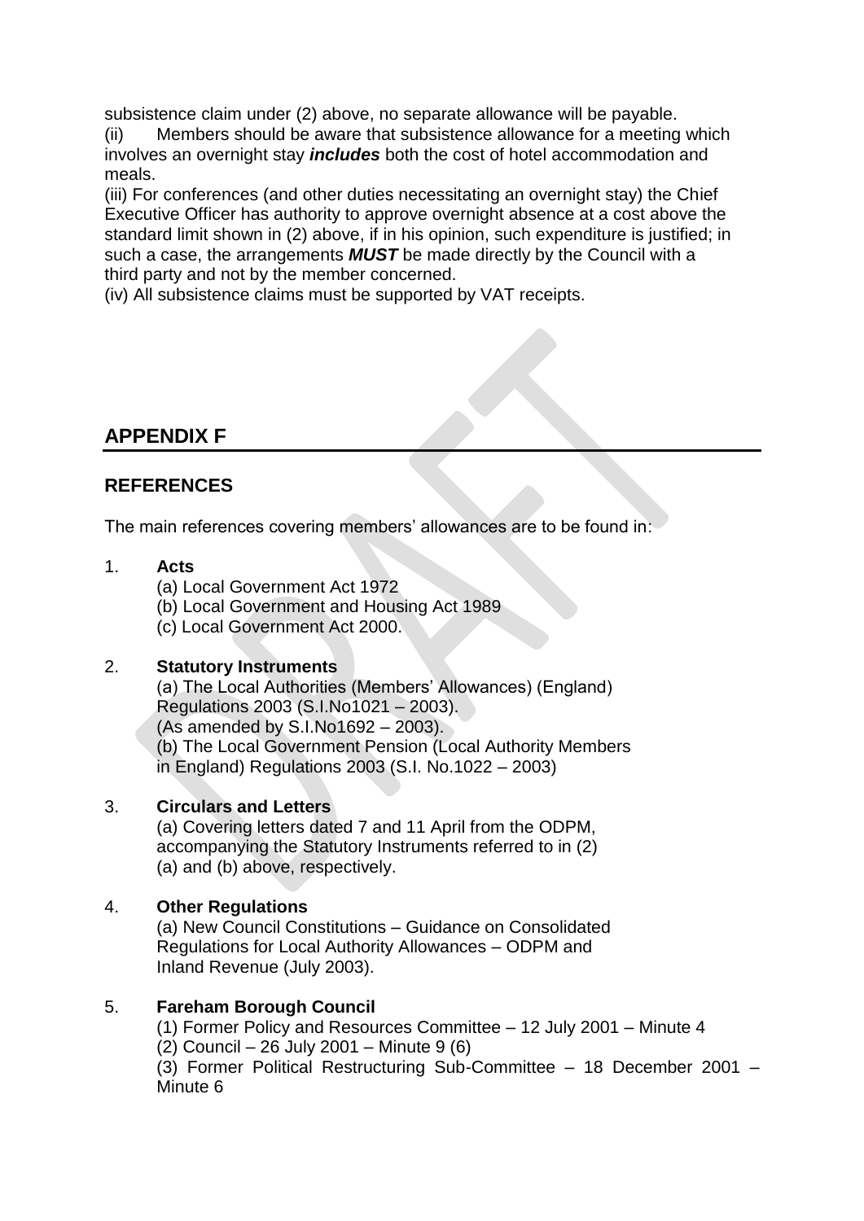subsistence claim under (2) above, no separate allowance will be payable.

(ii) Members should be aware that subsistence allowance for a meeting which involves an overnight stay ***includes*** both the cost of hotel accommodation and meals.

(iii) For conferences (and other duties necessitating an overnight stay) the Chief Executive Officer has authority to approve overnight absence at a cost above the standard limit shown in (2) above, if in his opinion, such expenditure is justified; in such a case, the arrangements ***MUST*** be made directly by the Council with a third party and not by the member concerned.

(iv) All subsistence claims must be supported by VAT receipts.

## APPENDIX F

### REFERENCES

The main references covering members' allowances are to be found in:

1. **Acts**

   (a) Local Government Act 1972

   (b) Local Government and Housing Act 1989

   (c) Local Government Act 2000.

2. **Statutory Instruments**

   (a) The Local Authorities (Members' Allowances) (England) Regulations 2003 (S.I.No1021 – 2003).
   (As amended by S.I.No1692 – 2003).

   (b) The Local Government Pension (Local Authority Members in England) Regulations 2003 (S.I. No.1022 – 2003)

3. **Circulars and Letters**

   (a) Covering letters dated 7 and 11 April from the ODPM, accompanying the Statutory Instruments referred to in (2) (a) and (b) above, respectively.

4. **Other Regulations**

   (a) New Council Constitutions – Guidance on Consolidated Regulations for Local Authority Allowances – ODPM and Inland Revenue (July 2003).

5. **Fareham Borough Council**

   (1) Former Policy and Resources Committee – 12 July 2001 – Minute 4

   (2) Council – 26 July 2001 – Minute 9 (6)

   (3) Former Political Restructuring Sub-Committee – 18 December 2001 – Minute 6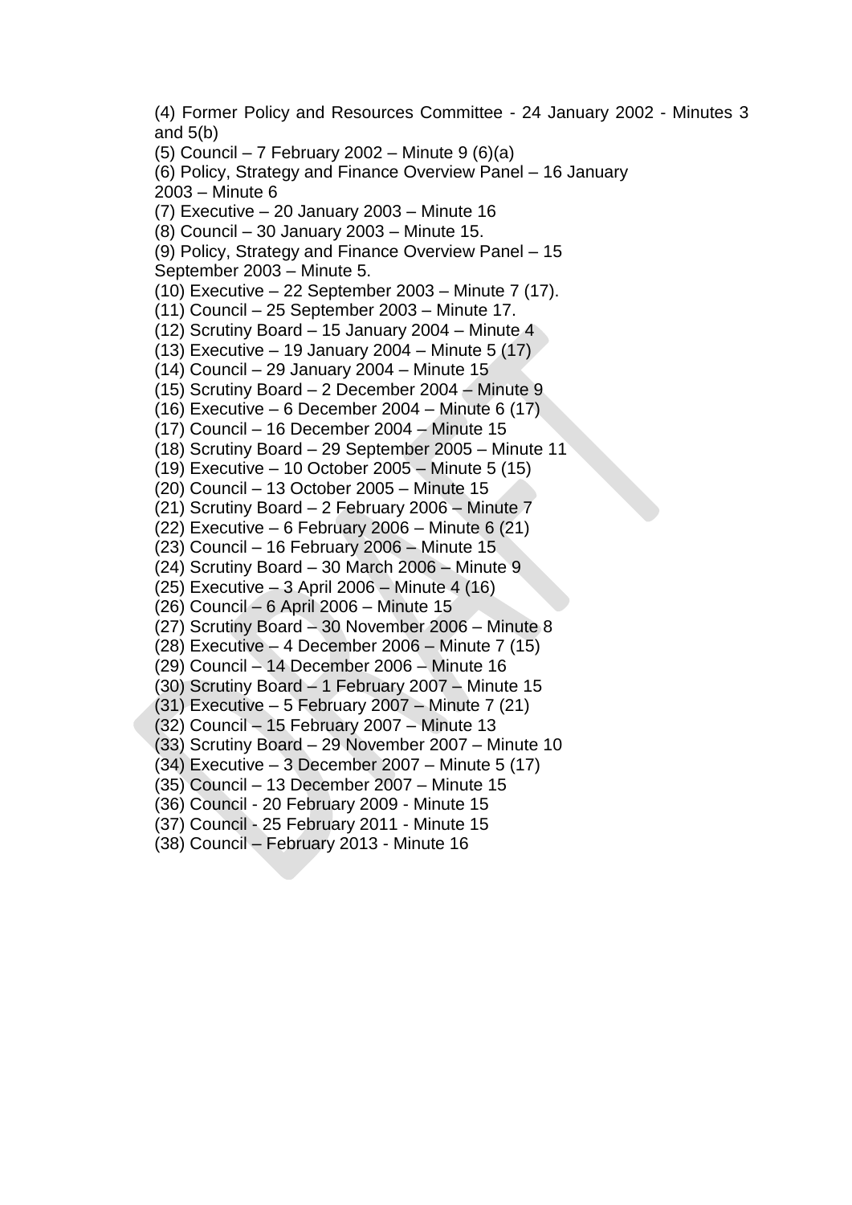(4) Former Policy and Resources Committee - 24 January 2002 - Minutes 3 and 5(b)
(5) Council – 7 February 2002 – Minute 9 (6)(a)
(6) Policy, Strategy and Finance Overview Panel – 16 January 2003 – Minute 6
(7) Executive – 20 January 2003 – Minute 16
(8) Council – 30 January 2003 – Minute 15.
(9) Policy, Strategy and Finance Overview Panel – 15 September 2003 – Minute 5.
(10) Executive – 22 September 2003 – Minute 7 (17).
(11) Council – 25 September 2003 – Minute 17.
(12) Scrutiny Board – 15 January 2004 – Minute 4
(13) Executive – 19 January 2004 – Minute 5 (17)
(14) Council – 29 January 2004 – Minute 15
(15) Scrutiny Board – 2 December 2004 – Minute 9
(16) Executive – 6 December 2004 – Minute 6 (17)
(17) Council – 16 December 2004 – Minute 15
(18) Scrutiny Board – 29 September 2005 – Minute 11
(19) Executive – 10 October 2005 – Minute 5 (15)
(20) Council – 13 October 2005 – Minute 15
(21) Scrutiny Board – 2 February 2006 – Minute 7
(22) Executive – 6 February 2006 – Minute 6 (21)
(23) Council – 16 February 2006 – Minute 15
(24) Scrutiny Board – 30 March 2006 – Minute 9
(25) Executive – 3 April 2006 – Minute 4 (16)
(26) Council – 6 April 2006 – Minute 15
(27) Scrutiny Board – 30 November 2006 – Minute 8
(28) Executive – 4 December 2006 – Minute 7 (15)
(29) Council – 14 December 2006 – Minute 16
(30) Scrutiny Board – 1 February 2007 – Minute 15
(31) Executive – 5 February 2007 – Minute 7 (21)
(32) Council – 15 February 2007 – Minute 13
(33) Scrutiny Board – 29 November 2007 – Minute 10
(34) Executive – 3 December 2007 – Minute 5 (17)
(35) Council – 13 December 2007 – Minute 15
(36) Council - 20 February 2009 - Minute 15
(37) Council - 25 February 2011 - Minute 15
(38) Council – February 2013 - Minute 16